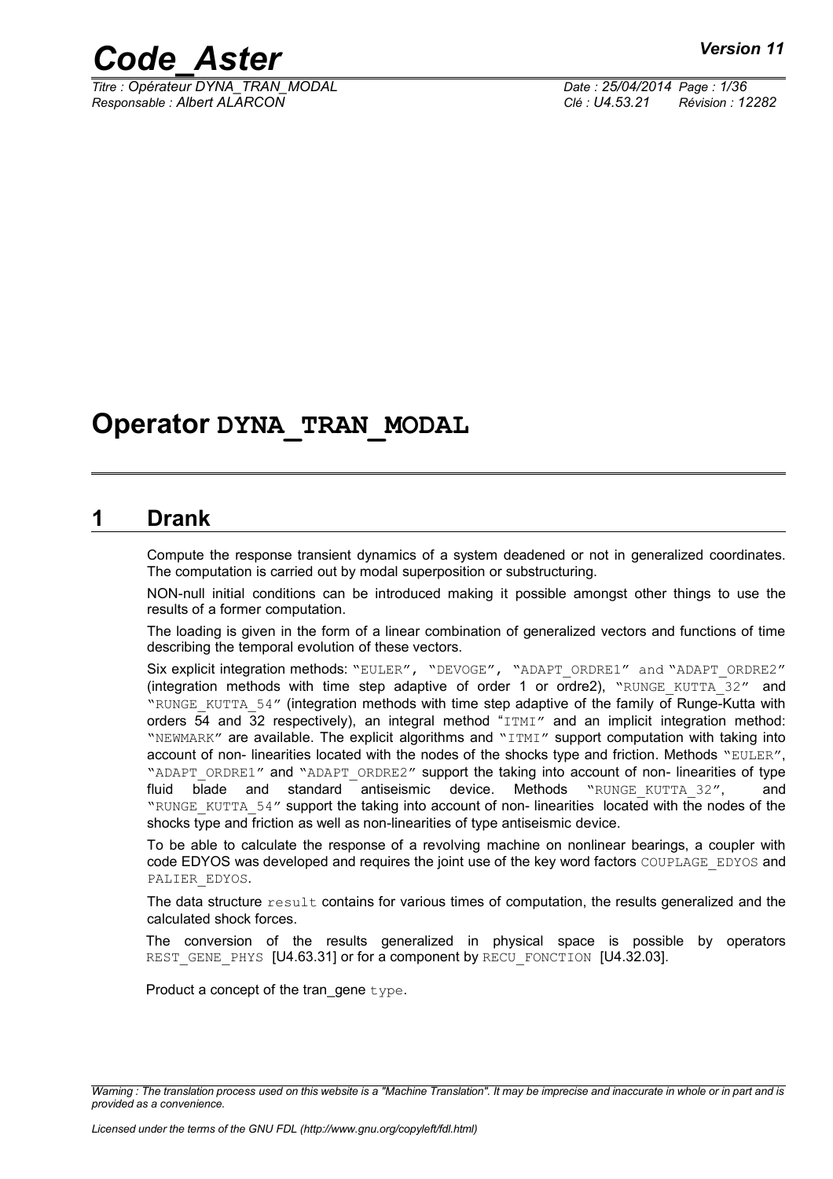# Operator DYNA_TRAN_MODAL

## 1 Drank

Compute the response transient dynamics of a system deadened or not in generalized coordinates. The computation is carried out by modal superposition or substructuring.

NON-null initial conditions can be introduced making it possible amongst other things to use the results of a former computation.

The loading is given in the form of a linear combination of generalized vectors and functions of time describing the temporal evolution of these vectors.

Six explicit integration methods: "EULER", "DEVOGE", "ADAPT_ORDRE1" and "ADAPT_ORDRE2" (integration methods with time step adaptive of order 1 or ordre2), "RUNGE_KUTTA_32" and "RUNGE_KUTTA_54" (integration methods with time step adaptive of the family of Runge-Kutta with orders 54 and 32 respectively), an integral method "ITMI" and an implicit integration method: "NEWMARK" are available. The explicit algorithms and "ITMI" support computation with taking into account of non- linearities located with the nodes of the shocks type and friction. Methods "EULER", "ADAPT_ORDRE1" and "ADAPT_ORDRE2" support the taking into account of non- linearities of type fluid blade and standard antiseismic device. Methods "RUNGE_KUTTA_32", and "RUNGE_KUTTA_54" support the taking into account of non- linearities located with the nodes of the shocks type and friction as well as non-linearities of type antiseismic device.

To be able to calculate the response of a revolving machine on nonlinear bearings, a coupler with code EDYOS was developed and requires the joint use of the key word factors COUPLAGE_EDYOS and PALIER_EDYOS.

The data structure result contains for various times of computation, the results generalized and the calculated shock forces.

The conversion of the results generalized in physical space is possible by operators REST_GENE_PHYS [U4.63.31] or for a component by RECU_FONCTION [U4.32.03].

Product a concept of the tran_gene type.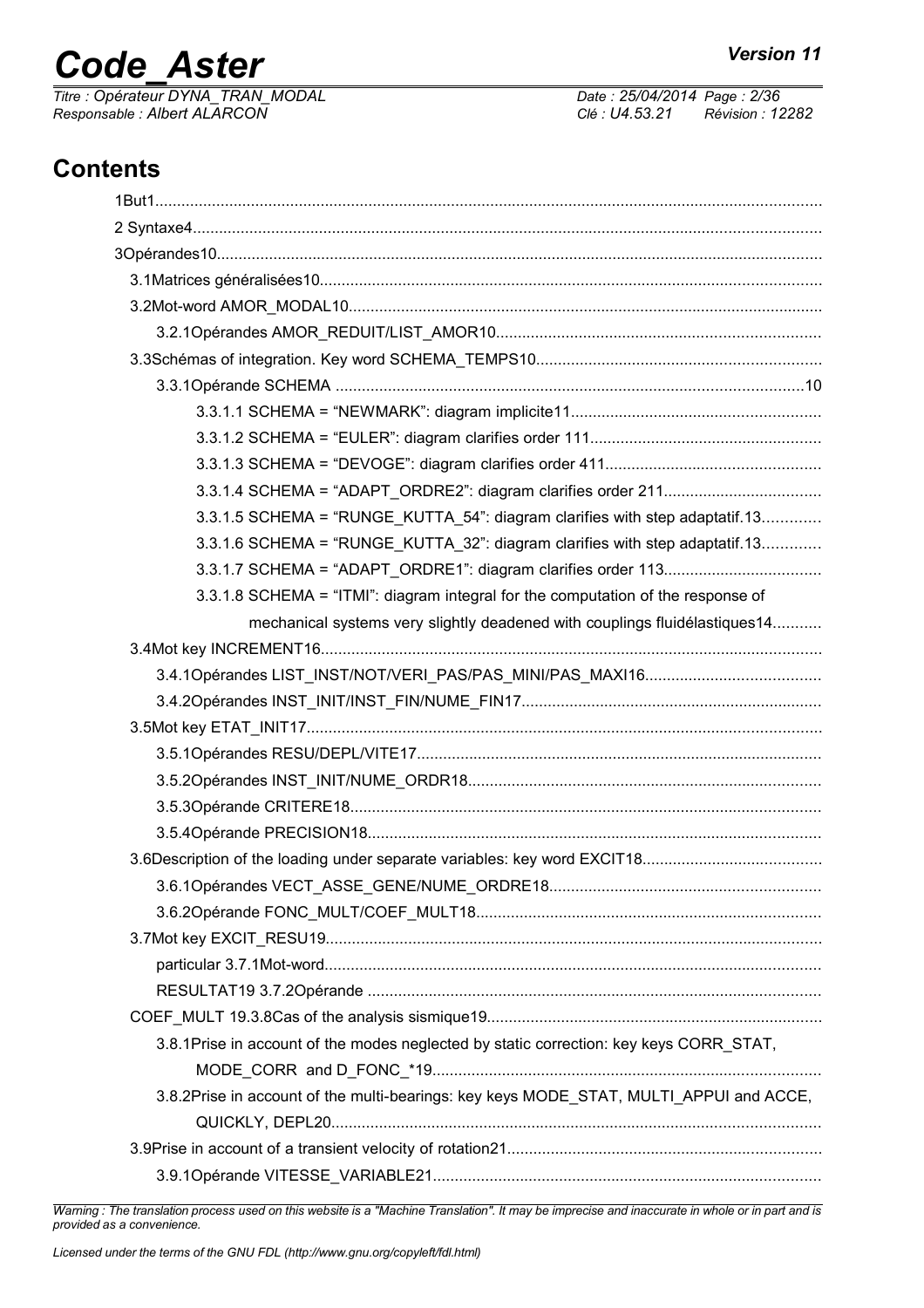## Contents

1But1
2 Syntaxe4
3Opérandes10
3.1Matrices généralisées10
3.2Mot-word AMOR_MODAL10
3.2.1Opérandes AMOR_REDUIT/LIST_AMOR10
3.3Schémas of integration. Key word SCHEMA_TEMPS10
3.3.1Opérande SCHEMA 10
3.3.1.1 SCHEMA = "NEWMARK": diagram implicite11
3.3.1.2 SCHEMA = "EULER": diagram clarifies order 111
3.3.1.3 SCHEMA = "DEVOGE": diagram clarifies order 411
3.3.1.4 SCHEMA = "ADAPT_ORDRE2": diagram clarifies order 211
3.3.1.5 SCHEMA = "RUNGE_KUTTA_54": diagram clarifies with step adaptatif.13
3.3.1.6 SCHEMA = "RUNGE_KUTTA_32": diagram clarifies with step adaptatif.13
3.3.1.7 SCHEMA = "ADAPT_ORDRE1": diagram clarifies order 113
3.3.1.8 SCHEMA = "ITMI": diagram integral for the computation of the response of mechanical systems very slightly deadened with couplings fluidélastiques14
3.4Mot key INCREMENT16
3.4.1Opérandes LIST_INST/NOT/VERI_PAS/PAS_MINI/PAS_MAXI16
3.4.2Opérandes INST_INIT/INST_FIN/NUME_FIN17
3.5Mot key ETAT_INIT17
3.5.1Opérandes RESU/DEPL/VITE17
3.5.2Opérandes INST_INIT/NUME_ORDR18
3.5.3Opérande CRITERE18
3.5.4Opérande PRECISION18
3.6Description of the loading under separate variables: key word EXCIT18
3.6.1Opérandes VECT_ASSE_GENE/NUME_ORDRE18
3.6.2Opérande FONC_MULT/COEF_MULT18
3.7Mot key EXCIT_RESU19
particular 3.7.1Mot-word
RESULTAT19 3.7.2Opérande
COEF_MULT 19.3.8Cas of the analysis sismique19
3.8.1Prise in account of the modes neglected by static correction: key keys CORR_STAT, MODE_CORR and D_FONC_*19
3.8.2Prise in account of the multi-bearings: key keys MODE_STAT, MULTI_APPUI and ACCE, QUICKLY, DEPL20
3.9Prise in account of a transient velocity of rotation21
3.9.1Opérande VITESSE_VARIABLE21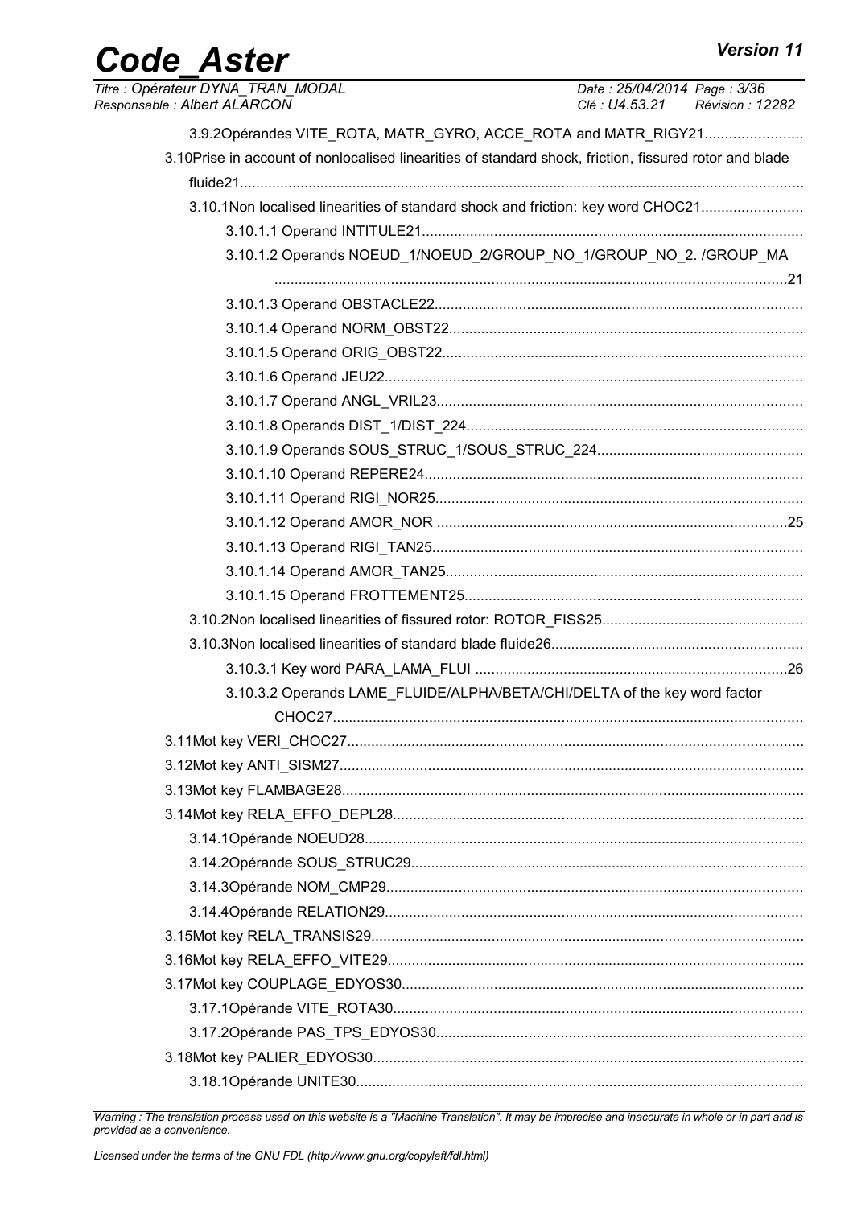3.9.2Opérandes VITE_ROTA, MATR_GYRO, ACCE_ROTA and MATR_RIGY21........................

3.10Prise in account of nonlocalised linearities of standard shock, friction, fissured rotor and blade fluide21..........................................................................................................................................

3.10.1Non localised linearities of standard shock and friction: key word CHOC21.........................

3.10.1.1 Operand INTITULE21.............................................................................................

3.10.1.2 Operands NOEUD_1/NOEUD_2/GROUP_NO_1/GROUP_NO_2. /GROUP_MA .............................................................................................................................21

3.10.1.3 Operand OBSTACLE22.........................................................................................

3.10.1.4 Operand NORM_OBST22......................................................................................

3.10.1.5 Operand ORIG_OBST22........................................................................................

3.10.1.6 Operand JEU22......................................................................................................

3.10.1.7 Operand ANGL_VRIL23..........................................................................................

3.10.1.8 Operands DIST_1/DIST_224..................................................................................

3.10.1.9 Operands SOUS_STRUC_1/SOUS_STRUC_224..................................................

3.10.1.10 Operand REPERE24............................................................................................

3.10.1.11 Operand RIGI_NOR25..........................................................................................

3.10.1.12 Operand AMOR_NOR ......................................................................................25

3.10.1.13 Operand RIGI_TAN25...........................................................................................

3.10.1.14 Operand AMOR_TAN25........................................................................................

3.10.1.15 Operand FROTTEMENT25..................................................................................

3.10.2Non localised linearities of fissured rotor: ROTOR_FISS25.................................................

3.10.3Non localised linearities of standard blade fluide26.............................................................

3.10.3.1 Key word PARA_LAMA_FLUI ............................................................................26

3.10.3.2 Operands LAME_FLUIDE/ALPHA/BETA/CHI/DELTA of the key word factor CHOC27...................................................................................................................

3.11Mot key VERI_CHOC27................................................................................................

3.12Mot key ANTI_SISM27..................................................................................................

3.13Mot key FLAMBAGE28.................................................................................................

3.14Mot key RELA_EFFO_DEPL28.....................................................................................

3.14.1Opérande NOEUD28...........................................................................................

3.14.2Opérande SOUS_STRUC29................................................................................

3.14.3Opérande NOM_CMP29......................................................................................

3.14.4Opérande RELATION29......................................................................................

3.15Mot key RELA_TRANSIS29..........................................................................................

3.16Mot key RELA_EFFO_VITE29......................................................................................

3.17Mot key COUPLAGE_EDYOS30...................................................................................

3.17.1Opérande VITE_ROTA30....................................................................................

3.17.2Opérande PAS_TPS_EDYOS30..........................................................................

3.18Mot key PALIER_EDYOS30..........................................................................................

3.18.1Opérande UNITE30.............................................................................................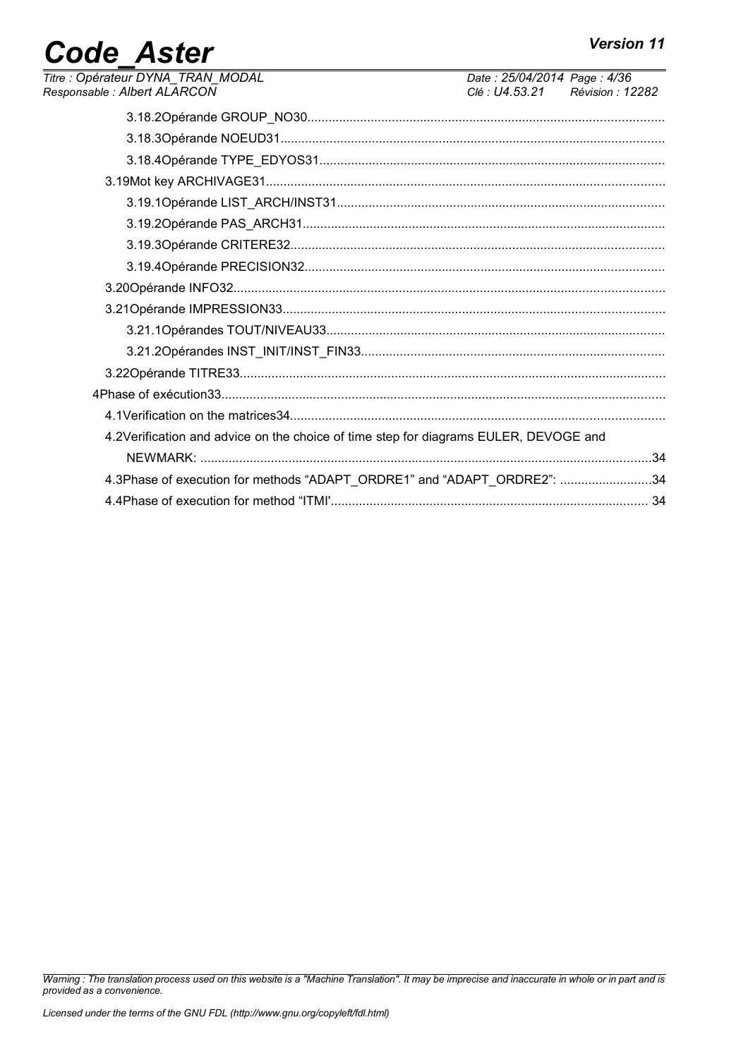3.18.2Opérande GROUP_NO30

3.18.3Opérande NOEUD31

3.18.4Opérande TYPE_EDYOS31

3.19Mot key ARCHIVAGE31

3.19.1Opérande LIST_ARCH/INST31

3.19.2Opérande PAS_ARCH31

3.19.3Opérande CRITERE32

3.19.4Opérande PRECISION32

3.20Opérande INFO32

3.21Opérande IMPRESSION33

3.21.1Opérandes TOUT/NIVEAU33

3.21.2Opérandes INST_INIT/INST_FIN33

3.22Opérande TITRE33

4Phase of exécution33

4.1Verification on the matrices34

4.2Verification and advice on the choice of time step for diagrams EULER, DEVOGE and NEWMARK: 34

4.3Phase of execution for methods “ADAPT_ORDRE1” and “ADAPT_ORDRE2”: 34

4.4Phase of execution for method “ITMI' 34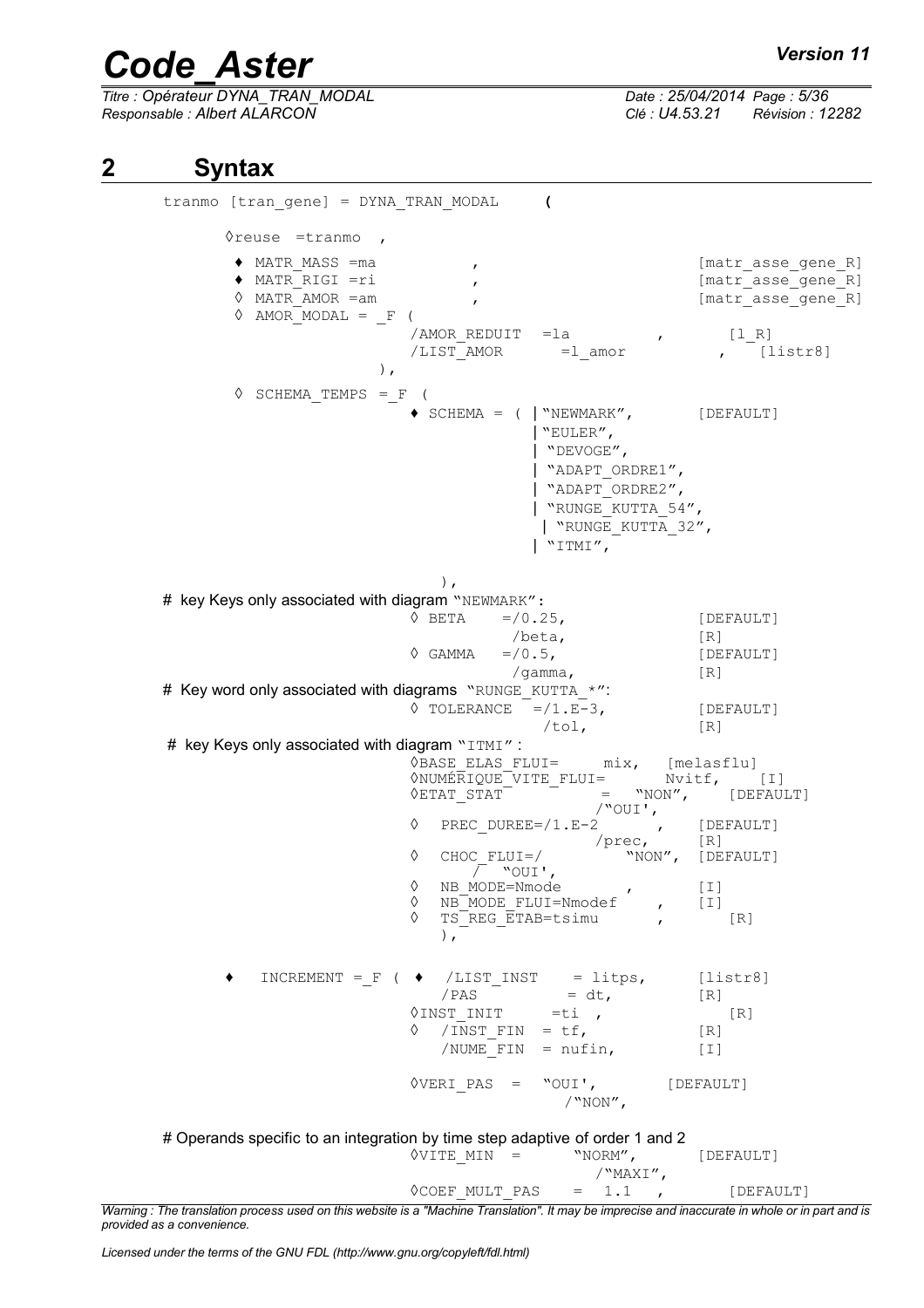# 2 Syntax

```
tranmo [tran_gene] = DYNA_TRAN_MODAL     (

       ◊reuse  =tranmo  ,

        ♦ MATR_MASS =ma          ,                         [matr_asse_gene_R]
        ♦ MATR_RIGI =ri          ,                         [matr_asse_gene_R]
        ◊ MATR_AMOR =am          ,                         [matr_asse_gene_R]
        ◊ AMOR_MODAL = _F (
                         /AMOR_REDUIT  =la         ,       [l_R]
                         /LIST_AMOR      =l_amor          ,    [listr8]
                    ),

        ◊  SCHEMA_TEMPS  = _F  (
                         ♦ SCHEMA = ( |"NEWMARK",       [DEFAULT]
                                      |"EULER",
                                      | "DEVOGE",
                                      | "ADAPT_ORDRE1",
                                      | "ADAPT_ORDRE2",
                                      | "RUNGE_KUTTA_54",
                                       | "RUNGE_KUTTA_32",
                                      | "ITMI",

                            ),
# key Keys only associated with diagram "NEWMARK":
                         ◊ BETA    =/0.25,               [DEFAULT]
                                    /beta,               [R]
                         ◊ GAMMA   =/0.5,                [DEFAULT]
                                    /gamma,              [R]
# Key word only associated with diagrams  "RUNGE_KUTTA_*":
                         ◊ TOLERANCE  =/1.E-3,           [DEFAULT]
                                       /tol,             [R]
 # key Keys only associated with diagram "ITMI" :
                         ◊BASE_ELAS_FLUI=     mix,  [melasflu]
                         ◊NUMÉRIQUE_VITE_FLUI=       Nvitf,    [I]
                         ◊ETAT_STAT          =   "NON",     [DEFAULT]
                                             /"OUI',
                         ◊   PREC_DUREE=/1.E-2       ,    [DEFAULT]
                                             /prec,      [R]
                         ◊   CHOC_FLUI=/          "NON",  [DEFAULT]
                                 /  "OUI',
                         ◊   NB_MODE=Nmode        ,       [I]
                         ◊   NB_MODE_FLUI=Nmodef    ,     [I]
                         ◊   TS_REG_ETAB=tsimu      ,        [R]
                             ),


        ♦    INCREMENT = _F (  ♦   /LIST_INST    = litps,      [listr8]
                             /PAS          = dt,          [R]
                         ◊INST_INIT     =ti  ,               [R]
                         ◊   /INST_FIN  = tf,             [R]
                             /NUME_FIN  = nufin,          [I]

                         ◊VERI_PAS  =   "OUI',        [DEFAULT]
                                               /"NON",

  # Operands specific to an integration by time step adaptive of order 1 and 2
                         ◊VITE_MIN  =       "NORM",       [DEFAULT]
                                             /"MAXI",
                         ◊COEF_MULT_PAS    =  1.1   ,        [DEFAULT]
```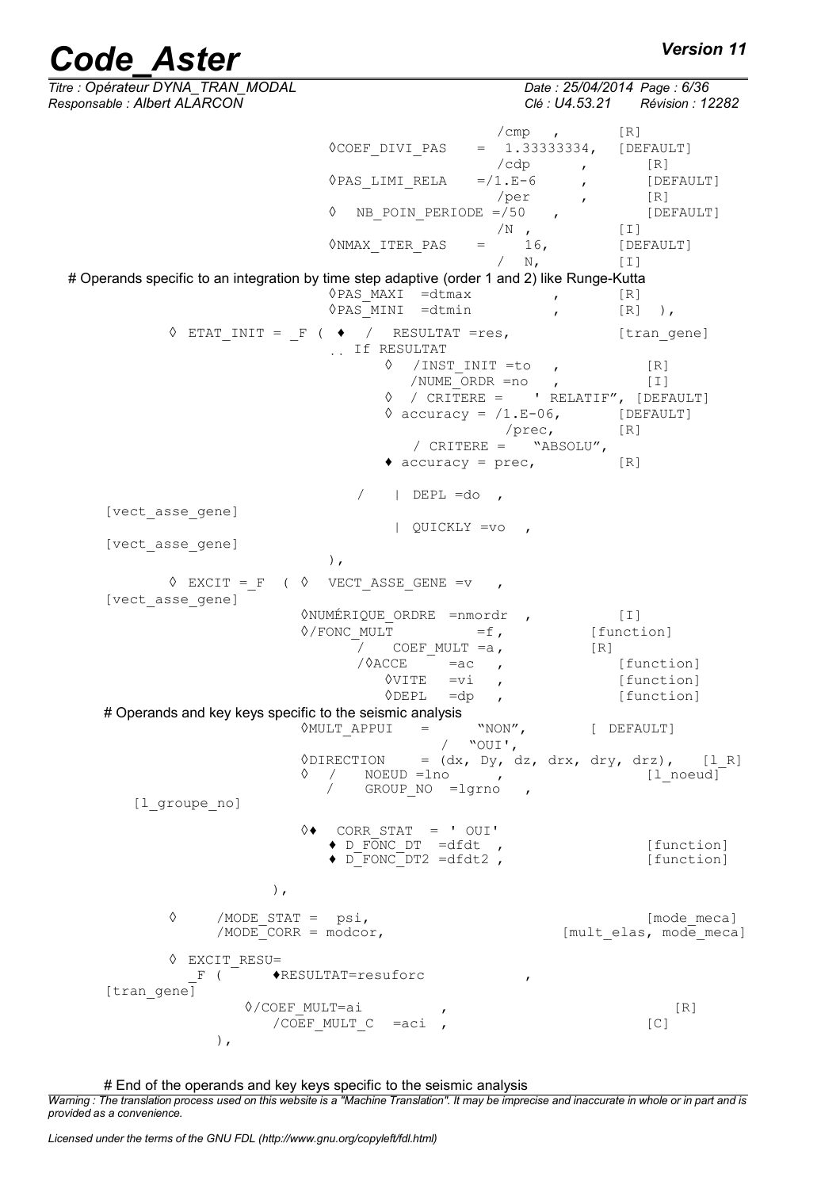```
                                     /cmp   ,         [R]
                        ◊COEF_DIVI_PAS    =  1.33333334,  [DEFAULT]
                                     /cdp       ,        [R]
                        ◊PAS_LIMI_RELA    =/1.E-6      ,        [DEFAULT]
                                     /per       ,        [R]
                        ◊   NB_POIN_PERIODE =/50    ,        [DEFAULT]
                                     /N ,            [I]
                        ◊NMAX_ITER_PAS    =    16,        [DEFAULT]
                                     /  N,           [I]
```

# Operands specific to an integration by time step adaptive (order 1 and 2) like Runge-Kutta

```
                        ◊PAS_MAXI  =dtmax          ,        [R]
                        ◊PAS_MINI  =dtmin          ,        [R]  ),
        ◊  ETAT_INIT = _F ( ♦  /  RESULTAT =res,           [tran_gene]
                         .. If RESULTAT
                              ◊  /INST_INIT =to   ,           [R]
                                 /NUME_ORDR =no   ,           [I]
                              ◊  / CRITERE =   ' RELATIF", [DEFAULT]
                              ◊ accuracy = /1.E-06,       [DEFAULT]
                                            /prec,        [R]
                                 / CRITERE =   "ABSOLU",
                              ♦ accuracy = prec,          [R]

                           /    | DEPL =do  ,
      [vect_asse_gene]
                                | QUICKLY =vo   ,
      [vect_asse_gene]
                        ),
        ◊  EXCIT =_F  ( ◊  VECT_ASSE_GENE =v   ,
      [vect_asse_gene]
                      ◊NUMÉRIQUE_ORDRE  =nmordr  ,          [I]
                      ◊/FONC_MULT          =f,          [function]
                           /   COEF_MULT =a,           [R]
                          /◊ACCE     =ac   ,            [function]
                             ◊VITE   =vi   ,            [function]
                             ◊DEPL   =dp   ,            [function]
```

# Operands and key keys specific to the seismic analysis

```
                      ◊MULT_APPUI    =      "NON",       [ DEFAULT]
                                       /  "OUI',
                      ◊DIRECTION     = (dx, Dy, dz, drx, dry, drz),   [l_R]
                      ◊   /    NOEUD =lno     ,                   [l_noeud]
                          /    GROUP_NO  =lgrno   ,
      [l_groupe_no]

                      ◊♦  CORR_STAT  = ' OUI'
                         ♦ D_FONC_DT  =dfdt  ,                [function]
                         ♦ D_FONC_DT2 =dfdt2 ,                [function]

                  ),

        ◊      /MODE_STAT =  psi,                               [mode_meca]
               /MODE_CORR = modcor,                  [mult_elas, mode_meca]

        ◊  EXCIT_RESU=
             _F (      ♦RESULTAT=resuforc             ,
      [tran_gene]
                  ◊/COEF_MULT=ai          ,                         [R]
                     /COEF_MULT_C  =aci  ,                          [C]
            ),
```

# End of the operands and key keys specific to the seismic analysis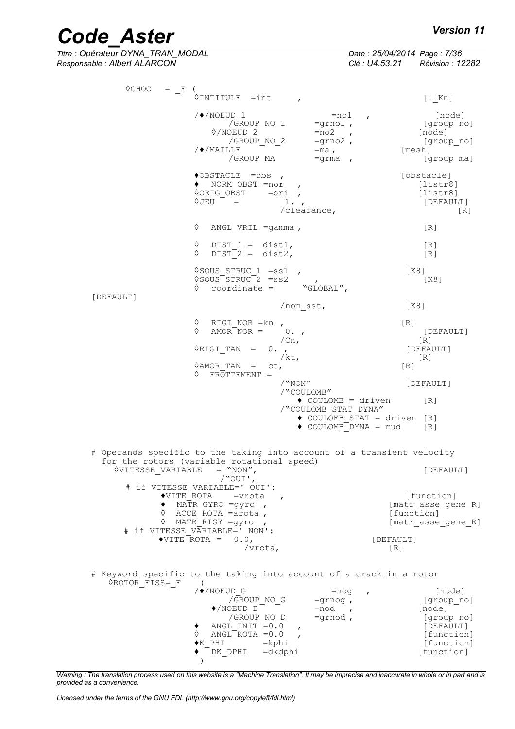```
◊CHOC   = _F (
              ◊INTITULE  =int     ,                          [l_Kn]

              /♦/NOEUD_1                 =no1   ,              [node]
                    /GROUP_NO_1       =grno1 ,              [group_no]
                 ◊/NOEUD_2            =no2   ,              [node]
                    /GROUP_NO_2       =grno2 ,              [group_no]
              /♦/MAILLE               =ma ,                [mesh]
                    /GROUP_MA         =grma  ,              [group_ma]

              ♦OBSTACLE  =obs  ,                            [obstacle]
              ♦  NORM_OBST =nor   ,                          [listr8]
              ◊ORIG_OBST    =ori  ,                          [listr8]
              ◊JEU    =          1. ,                        [DEFAULT]
                              /clearance,                        [R]

              ◊  ANGL_VRIL =gamma ,                          [R]

              ◊  DIST_1 =  dist1,                            [R]
              ◊  DIST_2 =  dist2,                            [R]

              ◊SOUS_STRUC_1 =ss1  ,                         [K8]
              ◊SOUS_STRUC_2 =ss2       ,                      [K8]
              ◊  coordinate =      "GLOBAL",
[DEFAULT]
                              /nom_sst,                     [K8]

              ◊  RIGI_NOR =kn ,                             [R]
              ◊  AMOR_NOR =    0. ,                          [DEFAULT]
                              /Cn,                          [R]
              ◊RIGI_TAN  =  0. ,                            [DEFAULT]
                              /kt,                           [R]
              ◊AMOR_TAN  =  ct,                             [R]
              ◊  FROTTEMENT =
                              /"NON"                        [DEFAULT]
                              /"COULOMB"
                                 ♦ COULOMB = driven         [R]
                              /"COULOMB_STAT_DYNA"
                                 ♦ COULOMB_STAT = driven  [R]
                                 ♦ COULOMB_DYNA = mud       [R]


# Operands specific to the taking into account of a transient velocity
  for the rotors (variable rotational speed)
    ◊VITESSE_VARIABLE   = "NON",                             [DEFAULT]
                        /"OUI',
      # if VITESSE_VARIABLE=' OUI':
            ♦VITE_ROTA    =vrota   ,                        [function]
            ♦  MATR_GYRO =gyro  ,                       [matr_asse_gene_R]
            ◊  ACCE_ROTA =arota ,                       [function]
            ◊  MATR_RIGY =gyro  ,                       [matr_asse_gene_R]
      # if VITESSE_VARIABLE=' NON':
            ♦VITE_ROTA =  0.0,                       [DEFAULT]
                            /vrota,                       [R]


# Keyword specific to the taking into account of a crack in a rotor
   ◊ROTOR_FISS=_F    (
                /♦/NOEUD_G                 =nog   ,              [node]
                      /GROUP_NO_G       =grnog ,              [group_no]
                   ♦/NOEUD_D            =nod   ,              [node]
                      /GROUP_NO_D       =grnod ,              [group_no]
                ♦  ANGL_INIT =0.0   ,                         [DEFAULT]
                ◊  ANGL_ROTA =0.0   ,                         [function]
                ♦K_PHI        =kphi                           [function]
                ♦  DK_DPHI   =dkdphi                         [function]
                 )
```

*Warning : The translation process used on this website is a "Machine Translation". It may be imprecise and inaccurate in whole or in part and is provided as a convenience.*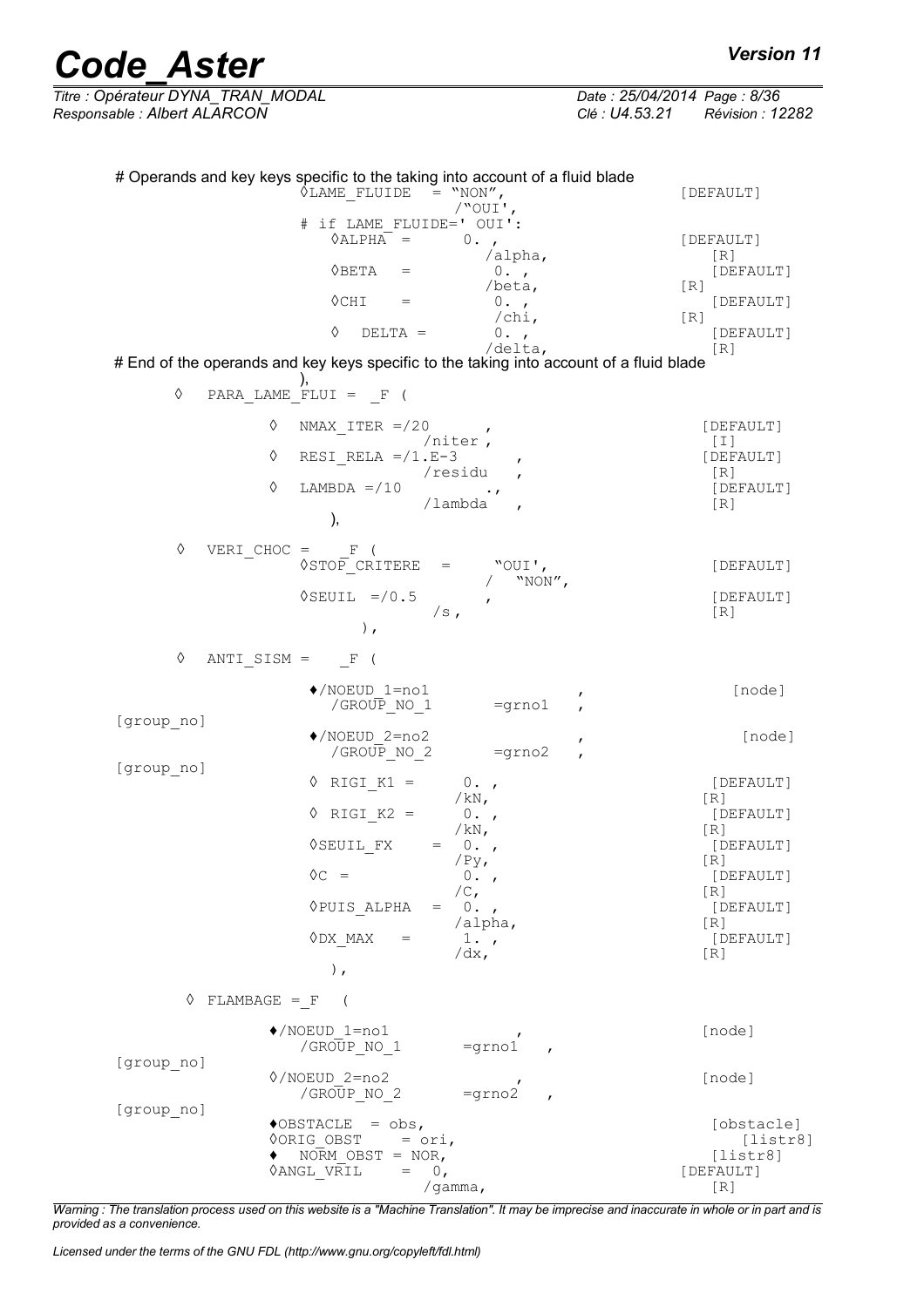```
# Operands and key keys specific to the taking into account of a fluid blade
                ◊LAME_FLUIDE  = "NON",                          [DEFAULT]
                              /"OUI',
                # if LAME_FLUIDE=' OUI':
                   ◊ALPHA  =      0. ,                          [DEFAULT]
                                  /alpha,                          [R]
                   ◊BETA   =      0. ,                          [DEFAULT]
                                  /beta,                        [R]
                   ◊CHI    =      0. ,                          [DEFAULT]
                                  /chi,                         [R]
                   ◊  DELTA =     0. ,                          [DEFAULT]
                                  /delta,                       [R]
# End of the operands and key keys specific to the taking into account of a fluid blade
                ),
    ◊   PARA_LAME_FLUI =  _F (

            ◊   NMAX_ITER =/20        ,                         [DEFAULT]
                          /niter ,                              [I]
            ◊   RESI_RELA =/1.E-3       ,                       [DEFAULT]
                          /residu   ,                           [R]
            ◊   LAMBDA =/10           .,                        [DEFAULT]
                          /lambda    ,                          [R]
                ),

    ◊   VERI_CHOC =    _F (
                ◊STOP_CRITERE   =     "OUI',                    [DEFAULT]
                                   /  "NON",
                ◊SEUIL  =/0.5        ,                          [DEFAULT]
                               /s ,                             [R]
                     ),

    ◊   ANTI_SISM =    _F (

                ♦/NOEUD_1=no1                    ,              [node]
                 /GROUP_NO_1        =grno1    ,                 [group_no]
                ♦/NOEUD_2=no2                    ,              [node]
                 /GROUP_NO_2        =grno2    ,                 [group_no]
                ◊ RIGI_K1 =      0. ,                           [DEFAULT]
                               /kN,                             [R]
                ◊ RIGI_K2 =      0. ,                           [DEFAULT]
                               /kN,                             [R]
                ◊SEUIL_FX    =  0. ,                            [DEFAULT]
                               /Py,                             [R]
                ◊C =             0. ,                           [DEFAULT]
                               /C,                              [R]
                ◊PUIS_ALPHA  =  0. ,                            [DEFAULT]
                               /alpha,                          [R]
                ◊DX_MAX    =     1. ,                           [DEFAULT]
                               /dx,                             [R]
                   ),

     ◊  FLAMBAGE = F  (

            ♦/NOEUD_1=no1              ,                        [node]
             /GROUP_NO_1       =grno1    ,                      [group_no]
            ◊/NOEUD_2=no2              ,                        [node]
             /GROUP_NO_2       =grno2    ,                      [group_no]
            ♦OBSTACLE  = obs,                                   [obstacle]
            ◊ORIG_OBST     = ori,                               [listr8]
            ♦  NORM_OBST = NOR,                                 [listr8]
            ◊ANGL_VRIL     =  0,                                [DEFAULT]
                              /gamma,                           [R]
```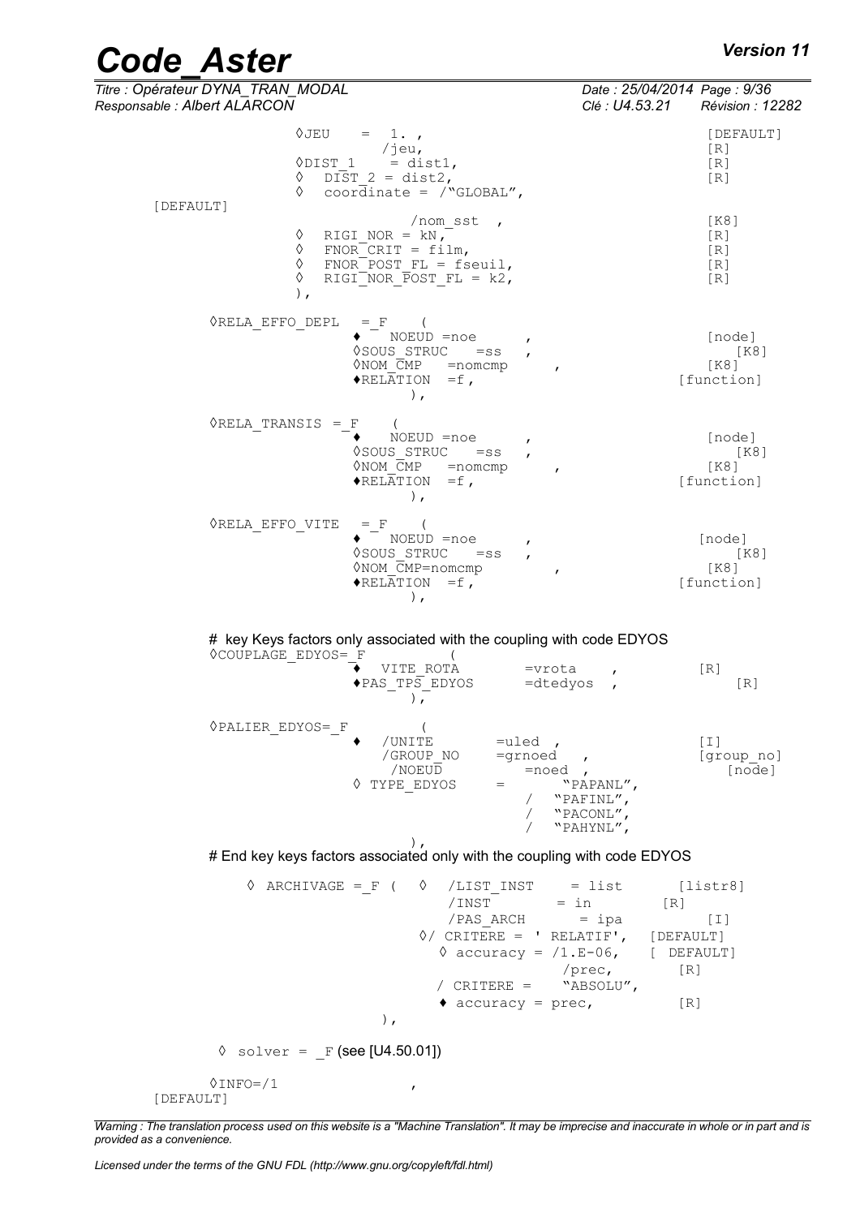```
            ◊JEU    =  1. ,                                        [DEFAULT]
                      /jeu,                                        [R]
            ◊DIST_1    = dist1,                                    [R]
            ◊  DIST_2 = dist2,                                     [R]
            ◊  coordinate = /"GLOBAL",
[DEFAULT]
                          /nom_sst  ,                              [K8]
            ◊  RIGI_NOR = kN,                                      [R]
            ◊  FNOR_CRIT = film,                                   [R]
            ◊  FNOR_POST_FL = fseuil,                              [R]
            ◊  RIGI_NOR_POST_FL = k2,                              [R]
            ),

    ◊RELA_EFFO_DEPL  = _F    (
                      ♦  NOEUD =noe       ,                        [node]
                      ◊SOUS_STRUC   =ss   ,                        [K8]
                      ◊NOM_CMP   =nomcmp        ,                  [K8]
                      ♦RELATION  =f ,                              [function]
                            ),

    ◊RELA_TRANSIS = _F    (
                      ♦  NOEUD =noe       ,                        [node]
                      ◊SOUS_STRUC   =ss   ,                        [K8]
                      ◊NOM_CMP   =nomcmp        ,                  [K8]
                      ♦RELATION  =f ,                              [function]
                            ),

    ◊RELA_EFFO_VITE  = _F    (
                      ♦  NOEUD =noe       ,                        [node]
                      ◊SOUS_STRUC   =ss   ,                        [K8]
                      ◊NOM_CMP=nomcmp           ,                  [K8]
                      ♦RELATION  =f ,                              [function]
                            ),
```

\# key Keys factors only associated with the coupling with code EDYOS

```
    ◊COUPLAGE_EDYOS=_F          (
                      ♦  VITE_ROTA        =vrota    ,              [R]
                      ♦PAS_TPS_EDYOS      =dtedyos  ,              [R]
                            ),

    ◊PALIER_EDYOS=_F          (
                      ♦  /UNITE         =uled  ,                   [I]
                         /GROUP_NO      =grnoed   ,                [group_no]
                          /NOEUD          =noed  ,                 [node]
                      ◊ TYPE_EDYOS     =      "PAPANL",
                                          /  "PAFINL",
                                          /  "PACONL",
                                          /  "PAHYNL",
                            ),
```

\# End key keys factors associated only with the coupling with code EDYOS

```
        ◊ ARCHIVAGE =_F (  ◊  /LIST_INST     = list       [listr8]
                              /INST        = in         [R]
                              /PAS_ARCH      = ipa          [I]
                           ◊/ CRITERE = ' RELATIF',  [DEFAULT]
                              ◊ accuracy = /1.E-06,   [ DEFAULT]
                                           /prec,       [R]
                            / CRITERE =    "ABSOLU",
                              ♦ accuracy = prec,          [R]
                        ),

    ◊ solver = _F (see [U4.50.01])

    ◊INFO=/1                ,
[DEFAULT]
```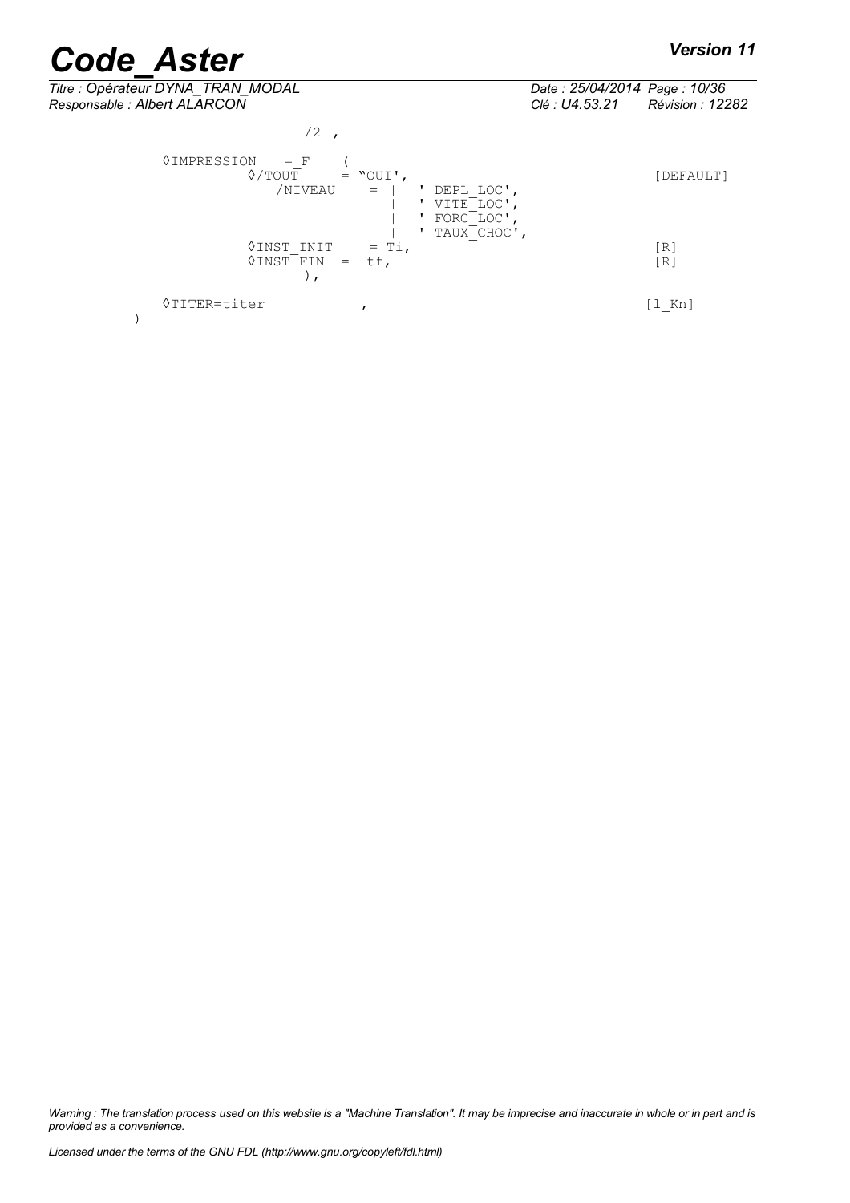```
                        /2  ,

    ◊IMPRESSION    = F    (
                ◊/TOUT      = "OUI',                                    [DEFAULT]
                  /NIVEAU    = |   ' DEPL_LOC',
                               |   ' VITE_LOC',
                               |   ' FORC_LOC',
                               |   ' TAUX_CHOC',
                ◊INST_INIT     = Ti,                                    [R]
                ◊INST_FIN  =  tf,                                       [R]
                        ),

    ◊TITER=titer             ,                                          [l_Kn]
)
```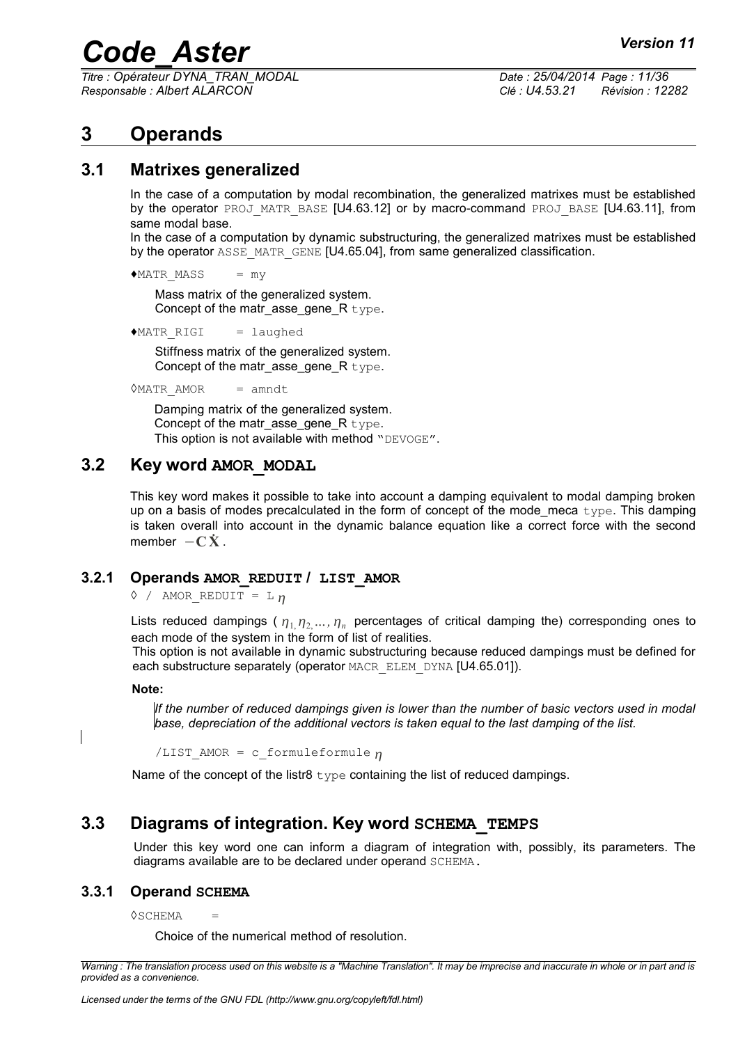# 3 Operands

## 3.1 Matrixes generalized

In the case of a computation by modal recombination, the generalized matrixes must be established by the operator PROJ_MATR_BASE [U4.63.12] or by macro-command PROJ_BASE [U4.63.11], from same modal base.

In the case of a computation by dynamic substructuring, the generalized matrixes must be established by the operator ASSE_MATR_GENE [U4.65.04], from same generalized classification.

♦MATR_MASS = my

Mass matrix of the generalized system.
Concept of the matr_asse_gene_R type.

♦MATR_RIGI = laughed

Stiffness matrix of the generalized system.
Concept of the matr_asse_gene_R type.

◊MATR_AMOR = amndt

Damping matrix of the generalized system.
Concept of the matr_asse_gene_R type.
This option is not available with method "DEVOGE".

## 3.2 Key word AMOR_MODAL

This key word makes it possible to take into account a damping equivalent to modal damping broken up on a basis of modes precalculated in the form of concept of the mode_meca type. This damping is taken overall into account in the dynamic balance equation like a correct force with the second member $-\mathbf{C}\dot{\mathbf{X}}$.

### 3.2.1 Operands AMOR_REDUIT / LIST_AMOR

◊ / AMOR_REDUIT = L $\eta$

Lists reduced dampings ( $\eta_1, \eta_2, \ldots, \eta_n$ percentages of critical damping the) corresponding ones to each mode of the system in the form of list of realities.
This option is not available in dynamic substructuring because reduced dampings must be defined for each substructure separately (operator MACR_ELEM_DYNA [U4.65.01]).

**Note:**

*If the number of reduced dampings given is lower than the number of basic vectors used in modal base, depreciation of the additional vectors is taken equal to the last damping of the list.*

/LIST_AMOR = c_formuleformule $\eta$

Name of the concept of the listr8 type containing the list of reduced dampings.

## 3.3 Diagrams of integration. Key word SCHEMA_TEMPS

Under this key word one can inform a diagram of integration with, possibly, its parameters. The diagrams available are to be declared under operand SCHEMA.

### 3.3.1 Operand SCHEMA

◊SCHEMA =

Choice of the numerical method of resolution.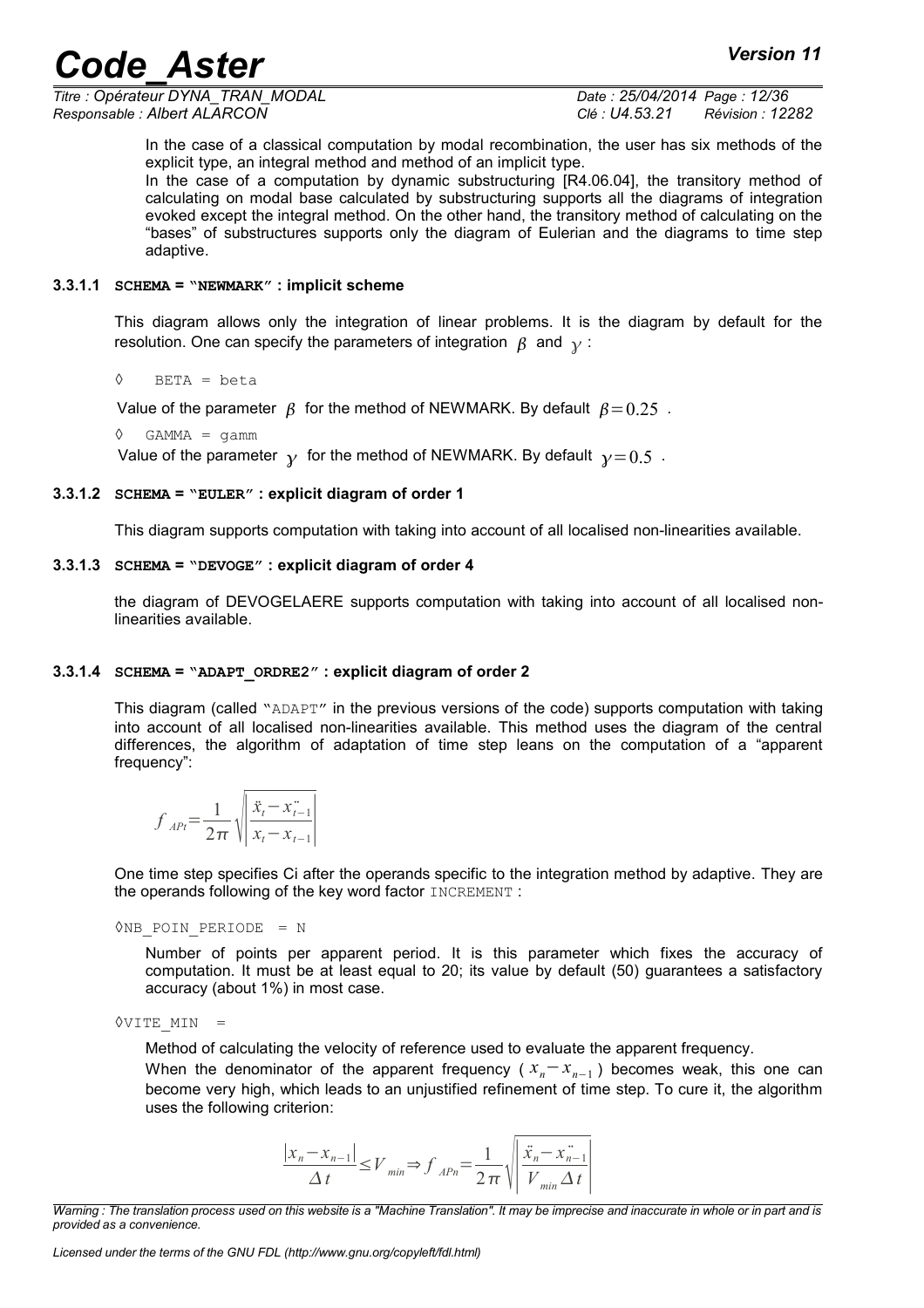In the case of a classical computation by modal recombination, the user has six methods of the explicit type, an integral method and method of an implicit type.

In the case of a computation by dynamic substructuring [R4.06.04], the transitory method of calculating on modal base calculated by substructuring supports all the diagrams of integration evoked except the integral method. On the other hand, the transitory method of calculating on the "bases" of substructures supports only the diagram of Eulerian and the diagrams to time step adaptive.

#### 3.3.1.1 SCHEMA = "NEWMARK" : implicit scheme

This diagram allows only the integration of linear problems. It is the diagram by default for the resolution. One can specify the parameters of integration $\beta$ and $\gamma$ :

◊ BETA = beta

Value of the parameter $\beta$ for the method of NEWMARK. By default $\beta = 0.25$ .

◊ GAMMA = gamm

Value of the parameter $\gamma$ for the method of NEWMARK. By default $\gamma = 0.5$ .

#### 3.3.1.2 SCHEMA = "EULER" : explicit diagram of order 1

This diagram supports computation with taking into account of all localised non-linearities available.

#### 3.3.1.3 SCHEMA = "DEVOGE" : explicit diagram of order 4

the diagram of DEVOGELAERE supports computation with taking into account of all localised non-linearities available.

#### 3.3.1.4 SCHEMA = "ADAPT_ORDRE2" : explicit diagram of order 2

This diagram (called "ADAPT" in the previous versions of the code) supports computation with taking into account of all localised non-linearities available. This method uses the diagram of the central differences, the algorithm of adaptation of time step leans on the computation of a "apparent frequency":

$$f_{APt} = \frac{1}{2\pi}\sqrt{\left|\frac{\ddot{x}_t - \ddot{x}_{t-1}}{x_t - x_{t-1}}\right|}$$

One time step specifies Ci after the operands specific to the integration method by adaptive. They are the operands following of the key word factor INCREMENT :

◊NB_POIN_PERIODE = N

Number of points per apparent period. It is this parameter which fixes the accuracy of computation. It must be at least equal to 20; its value by default (50) guarantees a satisfactory accuracy (about 1%) in most case.

◊VITE_MIN =

Method of calculating the velocity of reference used to evaluate the apparent frequency.

When the denominator of the apparent frequency ( $x_n - x_{n-1}$ ) becomes weak, this one can become very high, which leads to an unjustified refinement of time step. To cure it, the algorithm uses the following criterion:

$$\frac{|x_n - x_{n-1}|}{\Delta t} \leq V_{min} \Rightarrow f_{APn} = \frac{1}{2\pi}\sqrt{\left|\frac{\ddot{x}_n - \ddot{x}_{n-1}}{V_{min}\,\Delta t}\right|}$$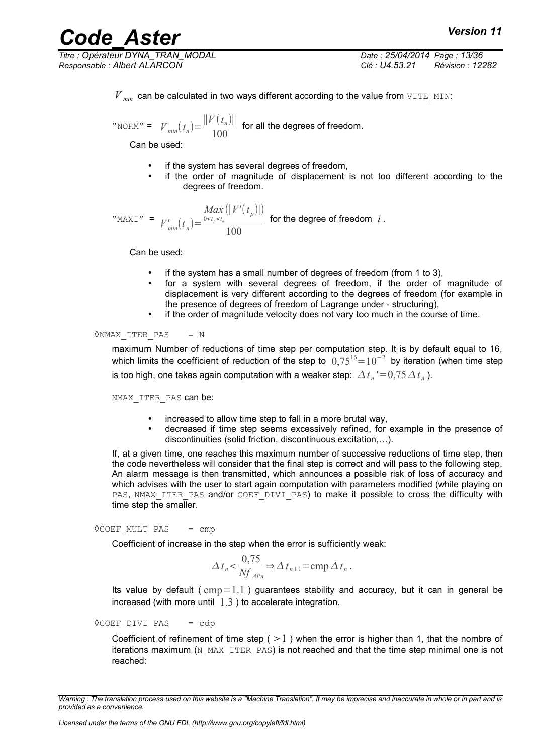$V_{min}$ can be calculated in two ways different according to the value from `VITE_MIN`:

"NORM" = $V_{min}(t_n)=\frac{\|V(t_n)\|}{100}$ for all the degrees of freedom.

Can be used:

- if the system has several degrees of freedom,
- if the order of magnitude of displacement is not too different according to the degrees of freedom.

"MAXI" = $V^i_{min}(t_n)=\frac{\underset{0<t_p<t_n}{Max}(|V^i(t_p)|)}{100}$ for the degree of freedom $i$.

Can be used:

- if the system has a small number of degrees of freedom (from 1 to 3),
- for a system with several degrees of freedom, if the order of magnitude of displacement is very different according to the degrees of freedom (for example in the presence of degrees of freedom of Lagrange under - structuring),
- if the order of magnitude velocity does not vary too much in the course of time.

◊NMAX_ITER_PAS = N

maximum Number of reductions of time step per computation step. It is by default equal to 16, which limits the coefficient of reduction of the step to $0,75^{16}=10^{-2}$ by iteration (when time step is too high, one takes again computation with a weaker step: $\Delta t_n{}'=0,75\,\Delta t_n$).

NMAX_ITER_PAS can be:

- increased to allow time step to fall in a more brutal way,
- decreased if time step seems excessively refined, for example in the presence of discontinuities (solid friction, discontinuous excitation,…).

If, at a given time, one reaches this maximum number of successive reductions of time step, then the code nevertheless will consider that the final step is correct and will pass to the following step. An alarm message is then transmitted, which announces a possible risk of loss of accuracy and which advises with the user to start again computation with parameters modified (while playing on PAS, NMAX_ITER_PAS and/or COEF_DIVI_PAS) to make it possible to cross the difficulty with time step the smaller.

◊COEF_MULT_PAS = cmp

Coefficient of increase in the step when the error is sufficiently weak:

$$\Delta t_n<\frac{0,75}{Nf_{APn}}\Rightarrow\Delta t_{n+1}=\text{cmp}\,\Delta t_n\,.$$

Its value by default ($\text{cmp}=1.1$) guarantees stability and accuracy, but it can in general be increased (with more until $1.3$) to accelerate integration.

◊COEF_DIVI_PAS = cdp

Coefficient of refinement of time step ($>1$) when the error is higher than 1, that the nombre of iterations maximum (N_MAX_ITER_PAS) is not reached and that the time step minimal one is not reached: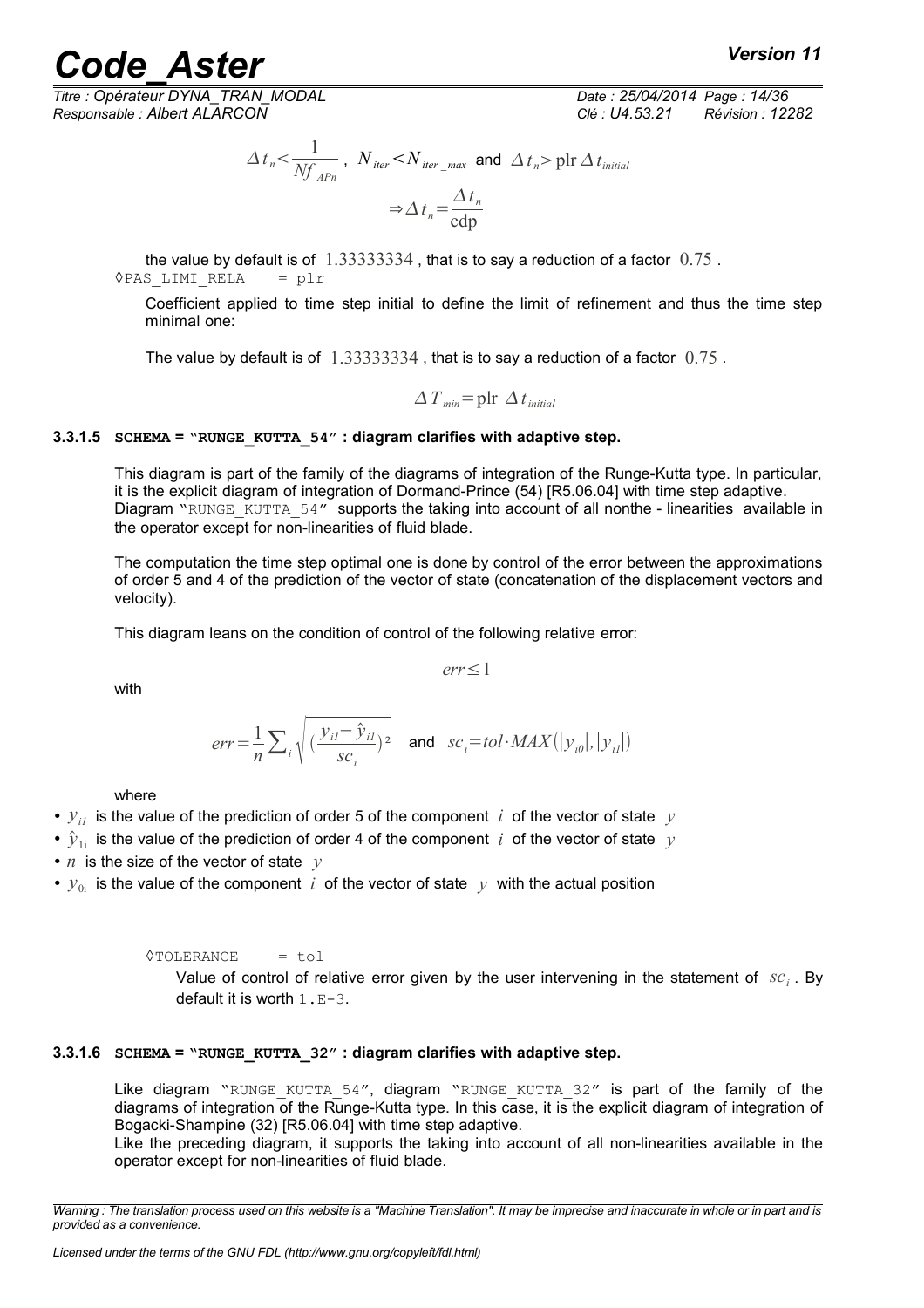$$\Delta t_n < \frac{1}{Nf_{APn}} \text{ , } N_{iter} < N_{iter\_max} \text{ and } \Delta t_n > \text{plr}\,\Delta t_{initial}$$

$$\Rightarrow \Delta t_n = \frac{\Delta t_n}{\text{cdp}}$$

the value by default is of $1.33333334$ , that is to say a reduction of a factor $0.75$ .

◊PAS_LIMI_RELA = plr

Coefficient applied to time step initial to define the limit of refinement and thus the time step minimal one:

The value by default is of $1.33333334$ , that is to say a reduction of a factor $0.75$ .

$$\Delta T_{min} = \text{plr}\ \Delta t_{initial}$$

#### 3.3.1.5 SCHEMA = "RUNGE_KUTTA_54" : diagram clarifies with adaptive step.

This diagram is part of the family of the diagrams of integration of the Runge-Kutta type. In particular, it is the explicit diagram of integration of Dormand-Prince (54) [R5.06.04] with time step adaptive. Diagram "RUNGE_KUTTA_54" supports the taking into account of all nonthe - linearities available in the operator except for non-linearities of fluid blade.

The computation the time step optimal one is done by control of the error between the approximations of order 5 and 4 of the prediction of the vector of state (concatenation of the displacement vectors and velocity).

This diagram leans on the condition of control of the following relative error:

$$err \le 1$$

with

$$err = \frac{1}{n} \sum_i \sqrt{\left(\frac{y_{i1} - \hat{y}_{i1}}{sc_i}\right)^2} \quad \text{and} \quad sc_i = tol \cdot MAX(|y_{i0}|, |y_{i1}|)$$

where

- $y_{i1}$ is the value of the prediction of order 5 of the component $i$ of the vector of state $y$
- $\hat{y}_{1i}$ is the value of the prediction of order 4 of the component $i$ of the vector of state $y$
- $n$ is the size of the vector of state $y$
- $y_{0i}$ is the value of the component $i$ of the vector of state $y$ with the actual position

◊TOLERANCE = tol

Value of control of relative error given by the user intervening in the statement of $sc_i$ . By default it is worth 1.E-3.

#### 3.3.1.6 SCHEMA = "RUNGE_KUTTA_32" : diagram clarifies with adaptive step.

Like diagram "RUNGE_KUTTA_54", diagram "RUNGE_KUTTA_32" is part of the family of the diagrams of integration of the Runge-Kutta type. In this case, it is the explicit diagram of integration of Bogacki-Shampine (32) [R5.06.04] with time step adaptive.
Like the preceding diagram, it supports the taking into account of all non-linearities available in the operator except for non-linearities of fluid blade.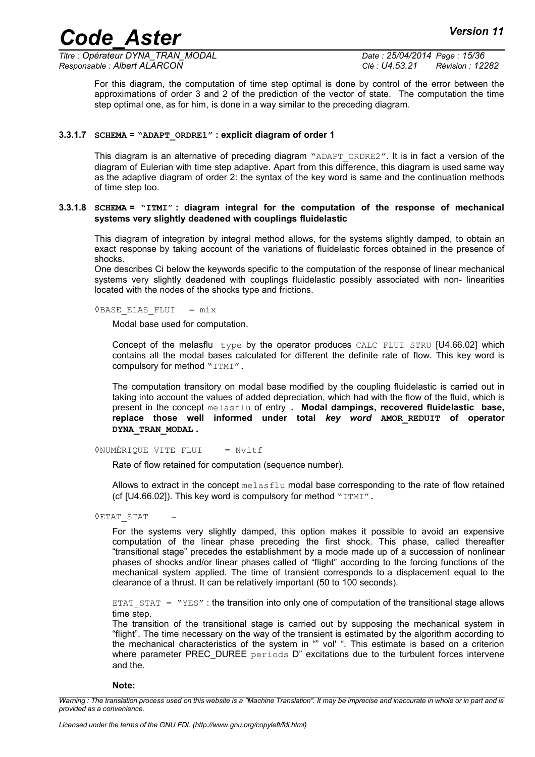For this diagram, the computation of time step optimal is done by control of the error between the approximations of order 3 and 2 of the prediction of the vector of state. The computation the time step optimal one, as for him, is done in a way similar to the preceding diagram.

#### 3.3.1.7 SCHEMA = "ADAPT_ORDRE1" : explicit diagram of order 1

This diagram is an alternative of preceding diagram "ADAPT_ORDRE2". It is in fact a version of the diagram of Eulerian with time step adaptive. Apart from this difference, this diagram is used same way as the adaptive diagram of order 2: the syntax of the key word is same and the continuation methods of time step too.

#### 3.3.1.8 SCHEMA = "ITMI" : diagram integral for the computation of the response of mechanical systems very slightly deadened with couplings fluidelastic

This diagram of integration by integral method allows, for the systems slightly damped, to obtain an exact response by taking account of the variations of fluidelastic forces obtained in the presence of shocks.

One describes Ci below the keywords specific to the computation of the response of linear mechanical systems very slightly deadened with couplings fluidelastic possibly associated with non- linearities located with the nodes of the shocks type and frictions.

◊BASE_ELAS_FLUI = mix

Modal base used for computation.

Concept of the melasflu type by the operator produces CALC_FLUI_STRU [U4.66.02] which contains all the modal bases calculated for different the definite rate of flow. This key word is compulsory for method "ITMI".

The computation transitory on modal base modified by the coupling fluidelastic is carried out in taking into account the values of added depreciation, which had with the flow of the fluid, which is present in the concept melasflu of entry **. Modal dampings, recovered fluidelastic base, replace those well informed under total *key word* AMOR_REDUIT of operator DYNA_TRAN_MODAL.**

◊NUMÉRIQUE_VITE_FLUI = Nvitf

Rate of flow retained for computation (sequence number).

Allows to extract in the concept melasflu modal base corresponding to the rate of flow retained (cf [U4.66.02]). This key word is compulsory for method "ITMI".

◊ETAT_STAT =

For the systems very slightly damped, this option makes it possible to avoid an expensive computation of the linear phase preceding the first shock. This phase, called thereafter "transitional stage" precedes the establishment by a mode made up of a succession of nonlinear phases of shocks and/or linear phases called of "flight" according to the forcing functions of the mechanical system applied. The time of transient corresponds to a displacement equal to the clearance of a thrust. It can be relatively important (50 to 100 seconds).

ETAT_STAT = "YES" : the transition into only one of computation of the transitional stage allows time step.

The transition of the transitional stage is carried out by supposing the mechanical system in "flight". The time necessary on the way of the transient is estimated by the algorithm according to the mechanical characteristics of the system in "" vol' ". This estimate is based on a criterion where parameter PREC_DUREE periods D" excitations due to the turbulent forces intervene and the.

**Note:**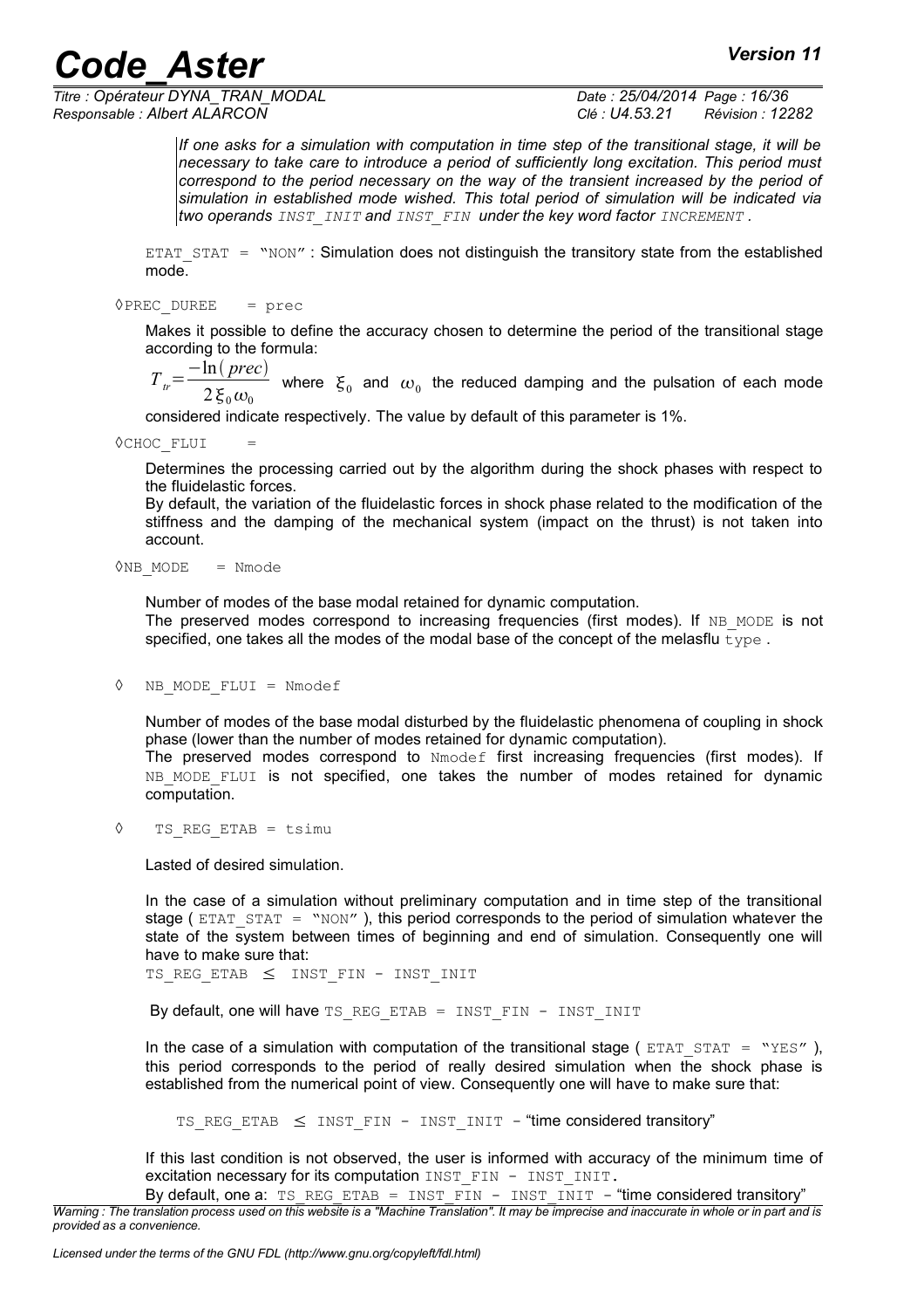*If one asks for a simulation with computation in time step of the transitional stage, it will be necessary to take care to introduce a period of sufficiently long excitation. This period must correspond to the period necessary on the way of the transient increased by the period of simulation in established mode wished. This total period of simulation will be indicated via two operands `INST_INIT` and `INST_FIN` under the key word factor `INCREMENT` .*

`ETAT_STAT = "NON"` : Simulation does not distinguish the transitory state from the established mode.

◊`PREC_DUREE = prec`

Makes it possible to define the accuracy chosen to determine the period of the transitional stage according to the formula:

$T_{tr}=\dfrac{-\ln(prec)}{2\xi_0\omega_0}$ where $\xi_0$ and $\omega_0$ the reduced damping and the pulsation of each mode considered indicate respectively. The value by default of this parameter is 1%.

◊`CHOC_FLUI =`

Determines the processing carried out by the algorithm during the shock phases with respect to the fluidelastic forces.

By default, the variation of the fluidelastic forces in shock phase related to the modification of the stiffness and the damping of the mechanical system (impact on the thrust) is not taken into account.

◊`NB_MODE = Nmode`

Number of modes of the base modal retained for dynamic computation.

The preserved modes correspond to increasing frequencies (first modes). If `NB_MODE` is not specified, one takes all the modes of the modal base of the concept of the melasflu `type` .

◊ `NB_MODE_FLUI = Nmodef`

Number of modes of the base modal disturbed by the fluidelastic phenomena of coupling in shock phase (lower than the number of modes retained for dynamic computation).

The preserved modes correspond to `Nmodef` first increasing frequencies (first modes). If `NB_MODE_FLUI` is not specified, one takes the number of modes retained for dynamic computation.

◊ `TS_REG_ETAB = tsimu`

Lasted of desired simulation.

In the case of a simulation without preliminary computation and in time step of the transitional stage ( `ETAT_STAT = "NON"` ), this period corresponds to the period of simulation whatever the state of the system between times of beginning and end of simulation. Consequently one will have to make sure that:

`TS_REG_ETAB` ≤ `INST_FIN - INST_INIT`

By default, one will have `TS_REG_ETAB = INST_FIN - INST_INIT`

In the case of a simulation with computation of the transitional stage ( `ETAT_STAT = "YES"` ), this period corresponds to the period of really desired simulation when the shock phase is established from the numerical point of view. Consequently one will have to make sure that:

`TS_REG_ETAB` ≤ `INST_FIN - INST_INIT -` "time considered transitory"

If this last condition is not observed, the user is informed with accuracy of the minimum time of excitation necessary for its computation `INST_FIN - INST_INIT`.

By default, one a: `TS_REG_ETAB = INST_FIN - INST_INIT -` "time considered transitory"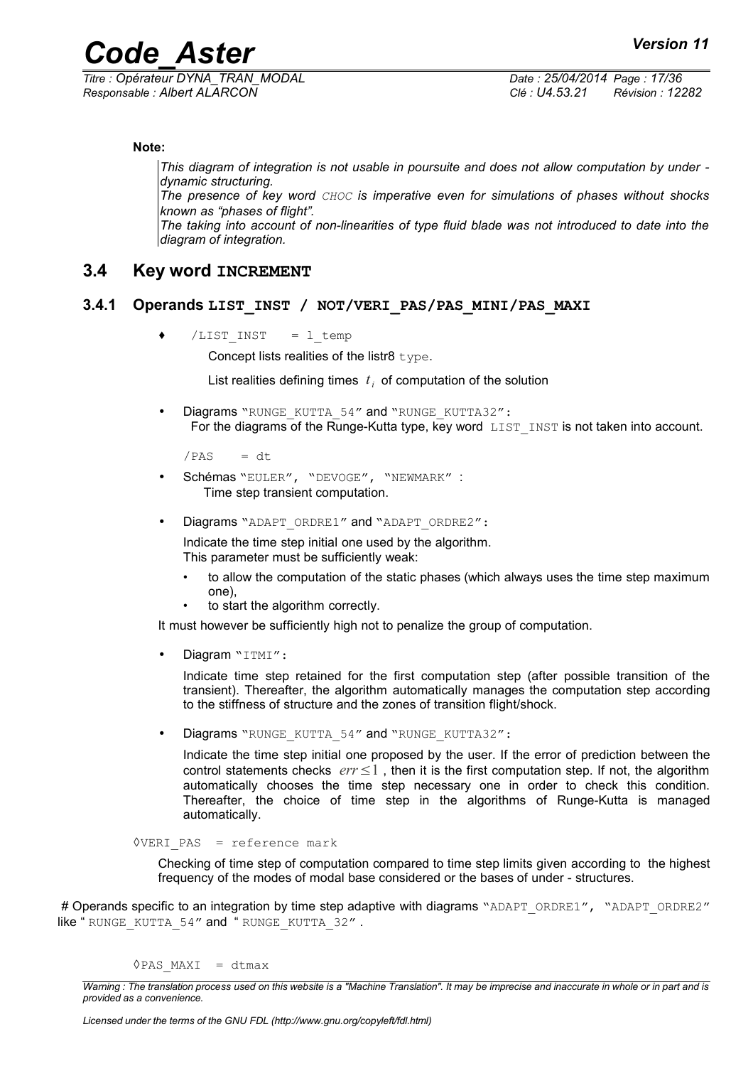**Note:**

*This diagram of integration is not usable in poursuite and does not allow computation by under - dynamic structuring.*
*The presence of key word CHOC is imperative even for simulations of phases without shocks known as "phases of flight".*
*The taking into account of non-linearities of type fluid blade was not introduced to date into the diagram of integration.*

## 3.4 Key word INCREMENT

### 3.4.1 Operands LIST_INST / NOT/VERI_PAS/PAS_MINI/PAS_MAXI

♦ `/LIST_INST = l_temp`

Concept lists realities of the listr8 type.

List realities defining times $t_i$ of computation of the solution

- Diagrams "RUNGE_KUTTA_54" and "RUNGE_KUTTA32":
  For the diagrams of the Runge-Kutta type, key word LIST_INST is not taken into account.

`/PAS = dt`

- Schémas "EULER", "DEVOGE", "NEWMARK" :
  Time step transient computation.

- Diagrams "ADAPT_ORDRE1" and "ADAPT_ORDRE2":

  Indicate the time step initial one used by the algorithm.
  This parameter must be sufficiently weak:

  - to allow the computation of the static phases (which always uses the time step maximum one),
  - to start the algorithm correctly.

  It must however be sufficiently high not to penalize the group of computation.

- Diagram "ITMI":

  Indicate time step retained for the first computation step (after possible transition of the transient). Thereafter, the algorithm automatically manages the computation step according to the stiffness of structure and the zones of transition flight/shock.

- Diagrams "RUNGE_KUTTA_54" and "RUNGE_KUTTA32":

  Indicate the time step initial one proposed by the user. If the error of prediction between the control statements checks $err \leq 1$ , then it is the first computation step. If not, the algorithm automatically chooses the time step necessary one in order to check this condition. Thereafter, the choice of time step in the algorithms of Runge-Kutta is managed automatically.

◊`VERI_PAS = reference mark`

Checking of time step of computation compared to time step limits given according to the highest frequency of the modes of modal base considered or the bases of under - structures.

# Operands specific to an integration by time step adaptive with diagrams "ADAPT_ORDRE1", "ADAPT_ORDRE2" like " RUNGE_KUTTA_54" and " RUNGE_KUTTA_32" .

◊`PAS_MAXI = dtmax`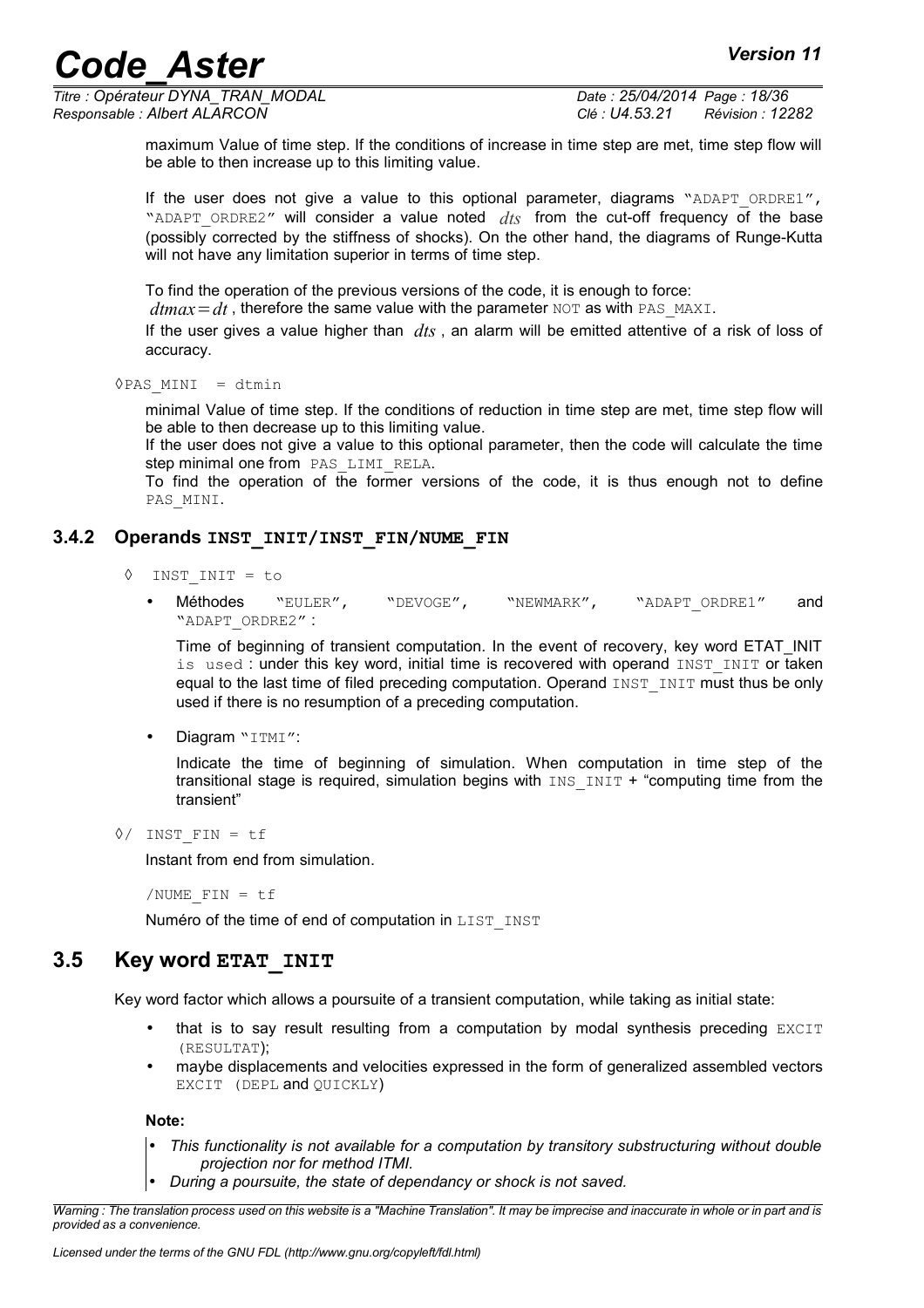maximum Value of time step. If the conditions of increase in time step are met, time step flow will be able to then increase up to this limiting value.

If the user does not give a value to this optional parameter, diagrams "ADAPT_ORDRE1", "ADAPT_ORDRE2" will consider a value noted $dts$ from the cut-off frequency of the base (possibly corrected by the stiffness of shocks). On the other hand, the diagrams of Runge-Kutta will not have any limitation superior in terms of time step.

To find the operation of the previous versions of the code, it is enough to force: $dtmax=dt$, therefore the same value with the parameter NOT as with PAS_MAXI.

If the user gives a value higher than $dts$, an alarm will be emitted attentive of a risk of loss of accuracy.

◊PAS_MINI = dtmin

minimal Value of time step. If the conditions of reduction in time step are met, time step flow will be able to then decrease up to this limiting value.

If the user does not give a value to this optional parameter, then the code will calculate the time step minimal one from PAS_LIMI_RELA.

To find the operation of the former versions of the code, it is thus enough not to define PAS_MINI.

### 3.4.2 Operands **INST_INIT/INST_FIN/NUME_FIN**

◊ INST_INIT = to

- Méthodes "EULER", "DEVOGE", "NEWMARK", "ADAPT_ORDRE1" and "ADAPT_ORDRE2" :

  Time of beginning of transient computation. In the event of recovery, key word ETAT_INIT is used : under this key word, initial time is recovered with operand INST_INIT or taken equal to the last time of filed preceding computation. Operand INST_INIT must thus be only used if there is no resumption of a preceding computation.

- Diagram "ITMI":

  Indicate the time of beginning of simulation. When computation in time step of the transitional stage is required, simulation begins with INS_INIT + "computing time from the transient"

◊/ INST_FIN = tf

Instant from end from simulation.

/NUME_FIN = tf

Numéro of the time of end of computation in LIST_INST

## 3.5 Key word **ETAT_INIT**

Key word factor which allows a poursuite of a transient computation, while taking as initial state:

- that is to say result resulting from a computation by modal synthesis preceding EXCIT (RESULTAT);
- maybe displacements and velocities expressed in the form of generalized assembled vectors EXCIT (DEPL and QUICKLY)

**Note:**

- *This functionality is not available for a computation by transitory substructuring without double projection nor for method ITMI.*
- *During a poursuite, the state of dependancy or shock is not saved.*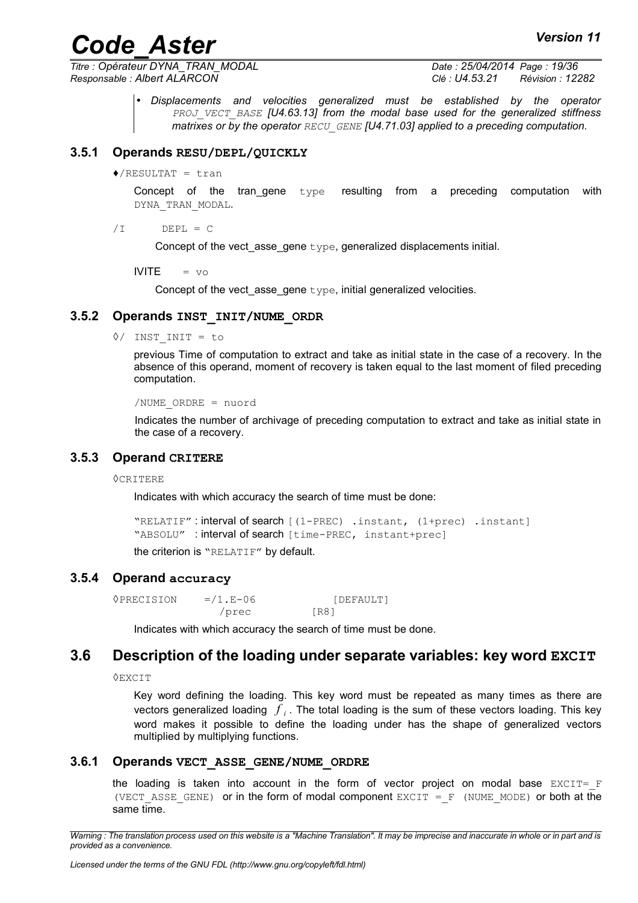- *Displacements and velocities generalized must be established by the operator PROJ_VECT_BASE [U4.63.13] from the modal base used for the generalized stiffness matrixes or by the operator RECU_GENE [U4.71.03] applied to a preceding computation.*

### 3.5.1 Operands RESU/DEPL/QUICKLY

♦/RESULTAT = tran

Concept of the tran_gene type resulting from a preceding computation with DYNA_TRAN_MODAL.

/I DEPL = C

Concept of the vect_asse_gene type, generalized displacements initial.

IVITE = vo

Concept of the vect_asse_gene type, initial generalized velocities.

### 3.5.2 Operands INST_INIT/NUME_ORDR

◊/ INST_INIT = to

previous Time of computation to extract and take as initial state in the case of a recovery. In the absence of this operand, moment of recovery is taken equal to the last moment of filed preceding computation.

/NUME_ORDRE = nuord

Indicates the number of archivage of preceding computation to extract and take as initial state in the case of a recovery.

### 3.5.3 Operand CRITERE

◊CRITERE

Indicates with which accuracy the search of time must be done:

"RELATIF" : interval of search [(1-PREC) .instant, (1+prec) .instant]
"ABSOLU" : interval of search [time-PREC, instant+prec]

the criterion is "RELATIF" by default.

### 3.5.4 Operand accuracy

```
◊PRECISION    =/1.E-06           [DEFAULT]
                /prec          [R8]
```

Indicates with which accuracy the search of time must be done.

## 3.6 Description of the loading under separate variables: key word EXCIT

◊EXCIT

Key word defining the loading. This key word must be repeated as many times as there are vectors generalized loading $f_i$. The total loading is the sum of these vectors loading. This key word makes it possible to define the loading under has the shape of generalized vectors multiplied by multiplying functions.

### 3.6.1 Operands VECT_ASSE_GENE/NUME_ORDRE

the loading is taken into account in the form of vector project on modal base EXCIT=_F (VECT_ASSE_GENE) or in the form of modal component EXCIT =_F (NUME_MODE) or both at the same time.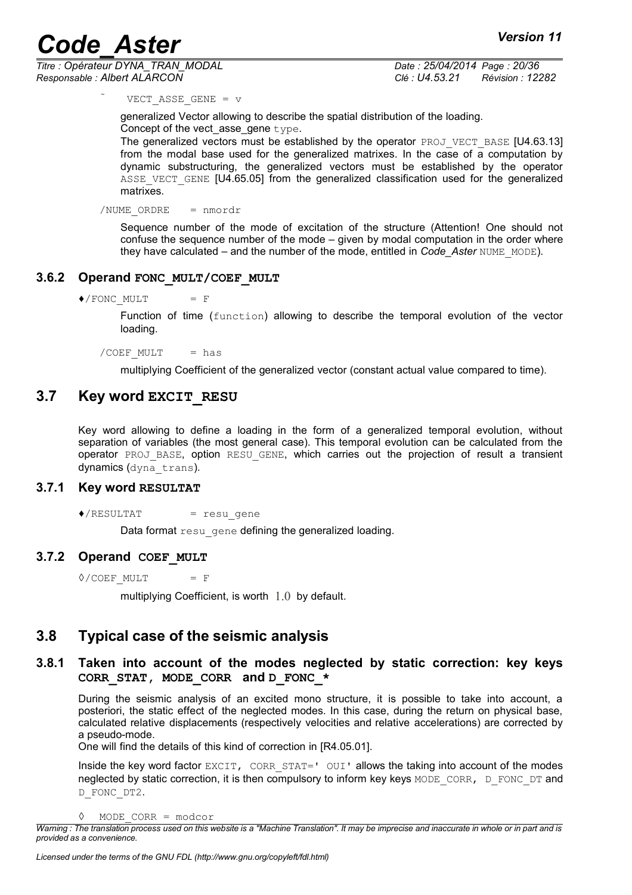˜ VECT_ASSE_GENE = v

generalized Vector allowing to describe the spatial distribution of the loading.
Concept of the vect_asse_gene type.
The generalized vectors must be established by the operator PROJ_VECT_BASE [U4.63.13] from the modal base used for the generalized matrixes. In the case of a computation by dynamic substructuring, the generalized vectors must be established by the operator ASSE_VECT_GENE [U4.65.05] from the generalized classification used for the generalized matrixes.

/NUME_ORDRE = nmordr

Sequence number of the mode of excitation of the structure (Attention! One should not confuse the sequence number of the mode – given by modal computation in the order where they have calculated – and the number of the mode, entitled in *Code_Aster* NUME_MODE).

### 3.6.2 Operand FONC_MULT/COEF_MULT

♦/FONC_MULT = F

Function of time (function) allowing to describe the temporal evolution of the vector loading.

/COEF_MULT = has

multiplying Coefficient of the generalized vector (constant actual value compared to time).

## 3.7 Key word EXCIT_RESU

Key word allowing to define a loading in the form of a generalized temporal evolution, without separation of variables (the most general case). This temporal evolution can be calculated from the operator PROJ_BASE, option RESU_GENE, which carries out the projection of result a transient dynamics (dyna_trans).

### 3.7.1 Key word RESULTAT

♦/RESULTAT = resu_gene

Data format resu_gene defining the generalized loading.

### 3.7.2 Operand COEF_MULT

◊/COEF_MULT = F

multiplying Coefficient, is worth $1.0$ by default.

## 3.8 Typical case of the seismic analysis

### 3.8.1 Taken into account of the modes neglected by static correction: key keys CORR_STAT, MODE_CORR and D_FONC_*

During the seismic analysis of an excited mono structure, it is possible to take into account, a posteriori, the static effect of the neglected modes. In this case, during the return on physical base, calculated relative displacements (respectively velocities and relative accelerations) are corrected by a pseudo-mode.
One will find the details of this kind of correction in [R4.05.01].

Inside the key word factor EXCIT, CORR_STAT=' OUI' allows the taking into account of the modes neglected by static correction, it is then compulsory to inform key keys MODE_CORR, D_FONC_DT and D_FONC_DT2.

◊ MODE_CORR = modcor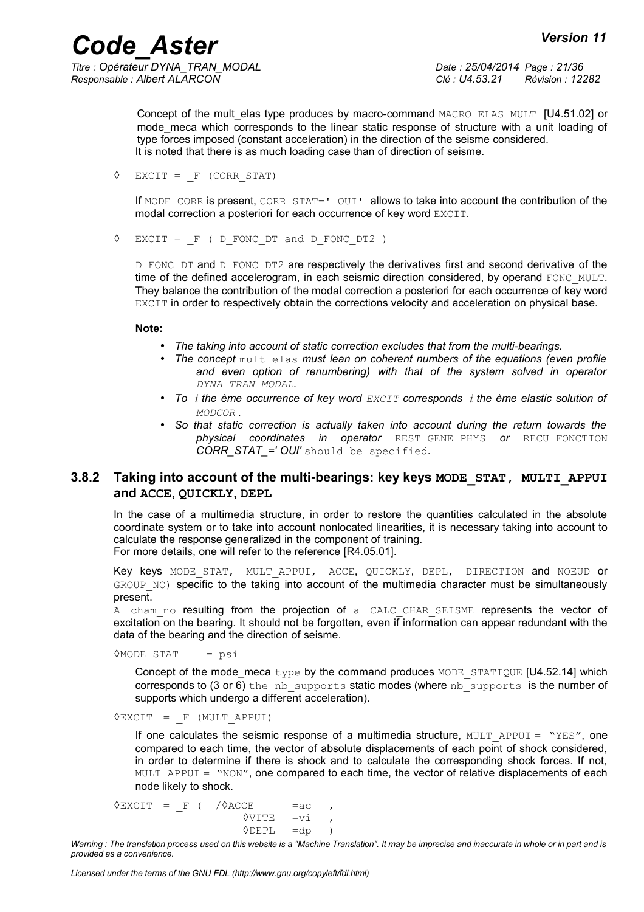Concept of the mult_elas type produces by macro-command `MACRO_ELAS_MULT` [U4.51.02] or mode_meca which corresponds to the linear static response of structure with a unit loading of type forces imposed (constant acceleration) in the direction of the seisme considered.
It is noted that there is as much loading case than of direction of seisme.

◊ `EXCIT = _F (CORR_STAT)`

If `MODE_CORR` is present, `CORR_STAT=' OUI'` allows to take into account the contribution of the modal correction a posteriori for each occurrence of key word `EXCIT`.

◊ `EXCIT = _F ( D_FONC_DT and D_FONC_DT2 )`

`D_FONC_DT` and `D_FONC_DT2` are respectively the derivatives first and second derivative of the time of the defined accelerogram, in each seismic direction considered, by operand `FONC_MULT`. They balance the contribution of the modal correction a posteriori for each occurrence of key word `EXCIT` in order to respectively obtain the corrections velocity and acceleration on physical base.

**Note:**

- *The taking into account of static correction excludes that from the multi-bearings.*
- *The concept* `mult_elas` *must lean on coherent numbers of the equations (even profile and even option of renumbering) with that of the system solved in operator* `DYNA_TRAN_MODAL`*.*
- *To $i$ the ème occurrence of key word* `EXCIT` *corresponds $i$ the ème elastic solution of* `MODCOR`*.*
- *So that static correction is actually taken into account during the return towards the physical coordinates in operator* `REST_GENE_PHYS` *or* `RECU_FONCTION` ***CORR_STAT_=' OUI'*** `should be specified`.

### 3.8.2 Taking into account of the multi-bearings: key keys MODE_STAT, MULTI_APPUI and ACCE, QUICKLY, DEPL

In the case of a multimedia structure, in order to restore the quantities calculated in the absolute coordinate system or to take into account nonlocated linearities, it is necessary taking into account to calculate the response generalized in the component of training.
For more details, one will refer to the reference [R4.05.01].

Key keys `MODE_STAT`, `MULT_APPUI`, `ACCE`, `QUICKLY`, `DEPL`, `DIRECTION` and `NOEUD` or `GROUP_NO`) specific to the taking into account of the multimedia character must be simultaneously present.
A `cham_no` resulting from the projection of a `CALC_CHAR_SEISME` represents the vector of excitation on the bearing. It should not be forgotten, even if information can appear redundant with the data of the bearing and the direction of seisme.

◊`MODE_STAT = psi`

Concept of the mode_meca `type` by the command produces `MODE_STATIQUE` [U4.52.14] which corresponds to (3 or 6) `the nb_supports` static modes (where `nb_supports` is the number of supports which undergo a different acceleration).

◊`EXCIT = _F (MULT_APPUI)`

If one calculates the seismic response of a multimedia structure, `MULT_APPUI = "YES"`, one compared to each time, the vector of absolute displacements of each point of shock considered, in order to determine if there is shock and to calculate the corresponding shock forces. If not, `MULT_APPUI = "NON"`, one compared to each time, the vector of relative displacements of each node likely to shock.

```
◊EXCIT = _F ( /◊ACCE    =ac  ,
               ◊VITE    =vi  ,
               ◊DEPL    =dp  )
```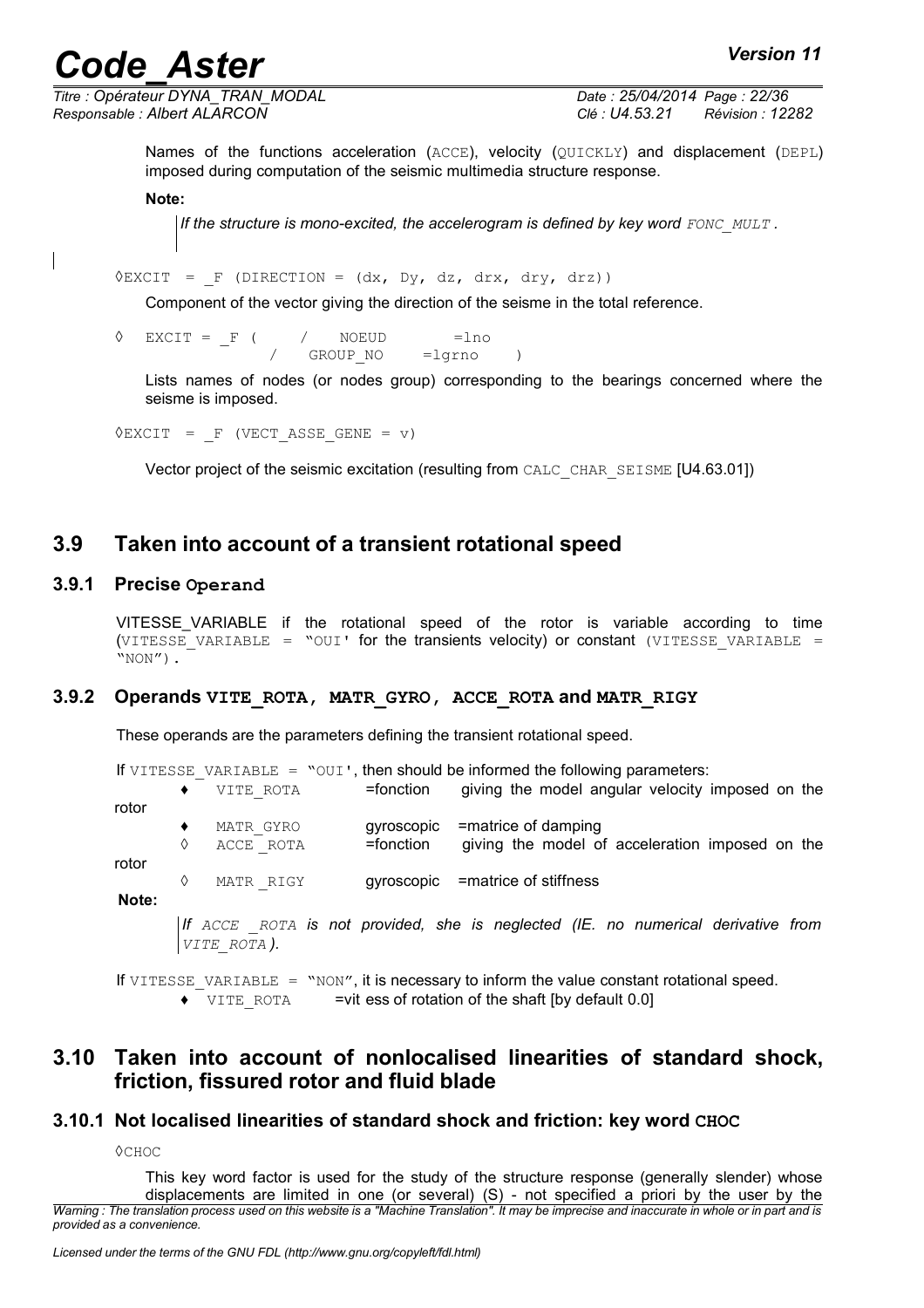Names of the functions acceleration (ACCE), velocity (QUICKLY) and displacement (DEPL) imposed during computation of the seismic multimedia structure response.

**Note:**

*If the structure is mono-excited, the accelerogram is defined by key word FONC_MULT .*

```
◊EXCIT  = _F (DIRECTION = (dx, Dy, dz, drx, dry, drz))
```

Component of the vector giving the direction of the seisme in the total reference.

```
◊  EXCIT = _F (    /   NOEUD       =lno
                   /   GROUP_NO    =lgrno    )
```

Lists names of nodes (or nodes group) corresponding to the bearings concerned where the seisme is imposed.

```
◊EXCIT  = _F (VECT_ASSE_GENE = v)
```

Vector project of the seismic excitation (resulting from CALC_CHAR_SEISME [U4.63.01])

## 3.9 Taken into account of a transient rotational speed

### 3.9.1 Precise Operand

VITESSE_VARIABLE if the rotational speed of the rotor is variable according to time (VITESSE_VARIABLE = "OUI' for the transients velocity) or constant (VITESSE_VARIABLE = "NON").

### 3.9.2 Operands VITE_ROTA, MATR_GYRO, ACCE_ROTA and MATR_RIGY

These operands are the parameters defining the transient rotational speed.

If VITESSE_VARIABLE = "OUI', then should be informed the following parameters:

- ♦ VITE_ROTA =fonction giving the model angular velocity imposed on the rotor
- ♦ MATR_GYRO gyroscopic =matrice of damping
- ◊ ACCE_ROTA =fonction giving the model of acceleration imposed on the rotor
- ◊ MATR_RIGY gyroscopic =matrice of stiffness

**Note:**

*If ACCE _ROTA is not provided, she is neglected (IE. no numerical derivative from VITE_ROTA ).*

If VITESSE_VARIABLE = "NON", it is necessary to inform the value constant rotational speed.

- ♦ VITE_ROTA =vit ess of rotation of the shaft [by default 0.0]

## 3.10 Taken into account of nonlocalised linearities of standard shock, friction, fissured rotor and fluid blade

### 3.10.1 Not localised linearities of standard shock and friction: key word CHOC

◊CHOC

This key word factor is used for the study of the structure response (generally slender) whose displacements are limited in one (or several) (S) - not specified a priori by the user by the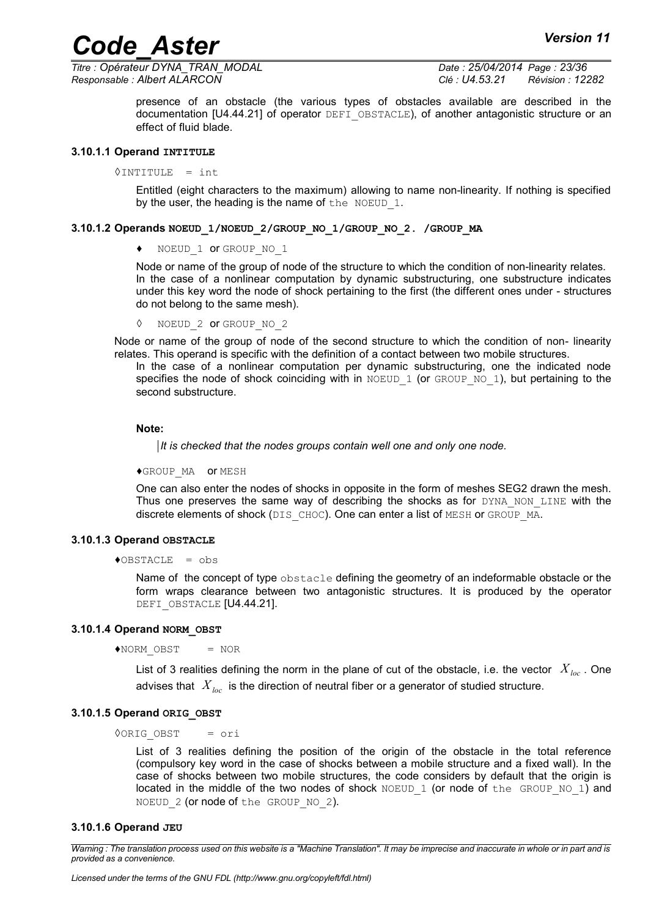presence of an obstacle (the various types of obstacles available are described in the documentation [U4.44.21] of operator DEFI_OBSTACLE), of another antagonistic structure or an effect of fluid blade.

#### 3.10.1.1 Operand INTITULE

◊INTITULE = int

Entitled (eight characters to the maximum) allowing to name non-linearity. If nothing is specified by the user, the heading is the name of the NOEUD_1.

#### 3.10.1.2 Operands NOEUD_1/NOEUD_2/GROUP_NO_1/GROUP_NO_2. /GROUP_MA

♦ NOEUD_1 or GROUP_NO_1

Node or name of the group of node of the structure to which the condition of non-linearity relates. In the case of a nonlinear computation by dynamic substructuring, one substructure indicates under this key word the node of shock pertaining to the first (the different ones under - structures do not belong to the same mesh).

◊ NOEUD_2 or GROUP_NO_2

Node or name of the group of node of the second structure to which the condition of non- linearity relates. This operand is specific with the definition of a contact between two mobile structures. In the case of a nonlinear computation per dynamic substructuring, one the indicated node specifies the node of shock coinciding with in NOEUD_1 (or GROUP_NO_1), but pertaining to the second substructure.

**Note:**

*It is checked that the nodes groups contain well one and only one node.*

♦GROUP_MA or MESH

One can also enter the nodes of shocks in opposite in the form of meshes SEG2 drawn the mesh. Thus one preserves the same way of describing the shocks as for DYNA_NON_LINE with the discrete elements of shock (DIS_CHOC). One can enter a list of MESH or GROUP_MA.

#### 3.10.1.3 Operand OBSTACLE

♦OBSTACLE = obs

Name of the concept of type obstacle defining the geometry of an indeformable obstacle or the form wraps clearance between two antagonistic structures. It is produced by the operator DEFI_OBSTACLE [U4.44.21].

#### 3.10.1.4 Operand NORM_OBST

♦NORM_OBST = NOR

List of 3 realities defining the norm in the plane of cut of the obstacle, i.e. the vector $X_{loc}$. One advises that $X_{loc}$ is the direction of neutral fiber or a generator of studied structure.

#### 3.10.1.5 Operand ORIG_OBST

◊ORIG_OBST = ori

List of 3 realities defining the position of the origin of the obstacle in the total reference (compulsory key word in the case of shocks between a mobile structure and a fixed wall). In the case of shocks between two mobile structures, the code considers by default that the origin is located in the middle of the two nodes of shock NOEUD_1 (or node of the GROUP_NO_1) and NOEUD_2 (or node of the GROUP_NO_2).

#### 3.10.1.6 Operand JEU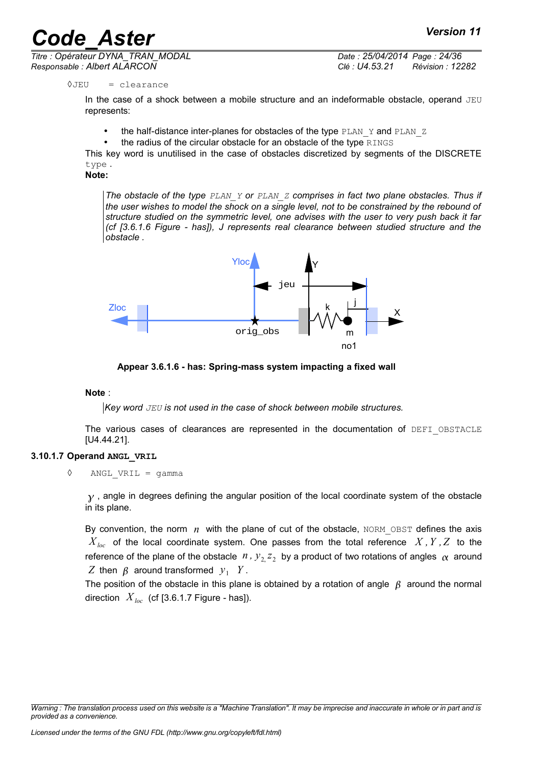◊JEU = clearance

In the case of a shock between a mobile structure and an indeformable obstacle, operand JEU represents:

- the half-distance inter-planes for obstacles of the type PLAN_Y and PLAN_Z
- the radius of the circular obstacle for an obstacle of the type RINGS

This key word is unutilised in the case of obstacles discretized by segments of the DISCRETE type .

**Note:**

*The obstacle of the type PLAN_Y or PLAN_Z comprises in fact two plane obstacles. Thus if the user wishes to model the shock on a single level, not to be constrained by the rebound of structure studied on the symmetric level, one advises with the user to very push back it far (cf [3.6.1.6 Figure - has]), J represents real clearance between studied structure and the obstacle .*

**Appear 3.6.1.6 - has: Spring-mass system impacting a fixed wall**

**Note** :

*Key word JEU is not used in the case of shock between mobile structures.*

The various cases of clearances are represented in the documentation of DEFI_OBSTACLE [U4.44.21].

### 3.10.1.7 Operand ANGL_VRIL

◊ ANGL_VRIL = gamma

$\gamma$ , angle in degrees defining the angular position of the local coordinate system of the obstacle in its plane.

By convention, the norm $n$ with the plane of cut of the obstacle, NORM_OBST defines the axis $X_{loc}$ of the local coordinate system. One passes from the total reference $X, Y, Z$ to the reference of the plane of the obstacle $n, y_2, z_2$ by a product of two rotations of angles $\alpha$ around $Z$ then $\beta$ around transformed $y_1$ $Y$.
The position of the obstacle in this plane is obtained by a rotation of angle $\beta$ around the normal direction $X_{loc}$ (cf [3.6.1.7 Figure - has]).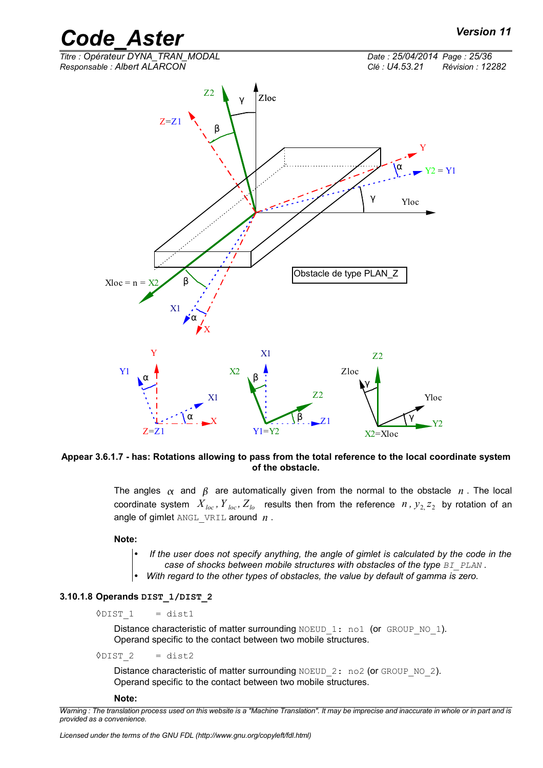Appear 3.6.1.7 - has: Rotations allowing to pass from the total reference to the local coordinate system of the obstacle.

The angles $\alpha$ and $\beta$ are automatically given from the normal to the obstacle $n$. The local coordinate system $X_{loc}, Y_{loc}, Z_{lo}$ results then from the reference $n, y_{2,} z_2$ by rotation of an angle of gimlet ANGL_VRIL around $n$.

**Note:**

- *If the user does not specify anything, the angle of gimlet is calculated by the code in the case of shocks between mobile structures with obstacles of the type BI_PLAN.*
- *With regard to the other types of obstacles, the value by default of gamma is zero.*

#### 3.10.1.8 Operands DIST_1/DIST_2

◊DIST_1 = dist1

Distance characteristic of matter surrounding NOEUD_1: no1 (or GROUP_NO_1).
Operand specific to the contact between two mobile structures.

◊DIST_2 = dist2

Distance characteristic of matter surrounding NOEUD_2: no2 (or GROUP_NO_2).
Operand specific to the contact between two mobile structures.

**Note:**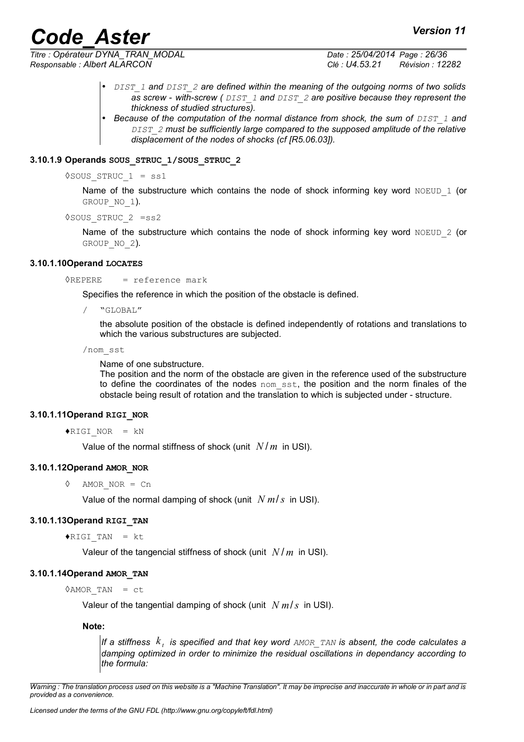- *DIST_1 and DIST_2 are defined within the meaning of the outgoing norms of two solids as screw - with-screw ( DIST_1 and DIST_2 are positive because they represent the thickness of studied structures).*
- *Because of the computation of the normal distance from shock, the sum of DIST_1 and DIST_2 must be sufficiently large compared to the supposed amplitude of the relative displacement of the nodes of shocks (cf [R5.06.03]).*

#### 3.10.1.9 Operands SOUS_STRUC_1/SOUS_STRUC_2

◊SOUS_STRUC_1 = ss1

Name of the substructure which contains the node of shock informing key word NOEUD_1 (or GROUP_NO_1).

◊SOUS_STRUC_2 =ss2

Name of the substructure which contains the node of shock informing key word NOEUD_2 (or GROUP_NO_2).

#### 3.10.1.10 Operand LOCATES

◊REPERE = reference mark

Specifies the reference in which the position of the obstacle is defined.

/ "GLOBAL"

the absolute position of the obstacle is defined independently of rotations and translations to which the various substructures are subjected.

/nom_sst

Name of one substructure.
The position and the norm of the obstacle are given in the reference used of the substructure to define the coordinates of the nodes nom_sst, the position and the norm finales of the obstacle being result of rotation and the translation to which is subjected under - structure.

#### 3.10.1.11 Operand RIGI_NOR

♦RIGI_NOR = kN

Value of the normal stiffness of shock (unit $N/m$ in USI).

#### 3.10.1.12 Operand AMOR_NOR

◊ AMOR_NOR = Cn

Value of the normal damping of shock (unit $N\,m/s$ in USI).

#### 3.10.1.13 Operand RIGI_TAN

♦RIGI_TAN = kt

Valeur of the tangencial stiffness of shock (unit $N/m$ in USI).

#### 3.10.1.14 Operand AMOR_TAN

◊AMOR_TAN = ct

Valeur of the tangential damping of shock (unit $N\,m/s$ in USI).

**Note:**

*If a stiffness $k_t$ is specified and that key word AMOR_TAN is absent, the code calculates a damping optimized in order to minimize the residual oscillations in dependancy according to the formula:*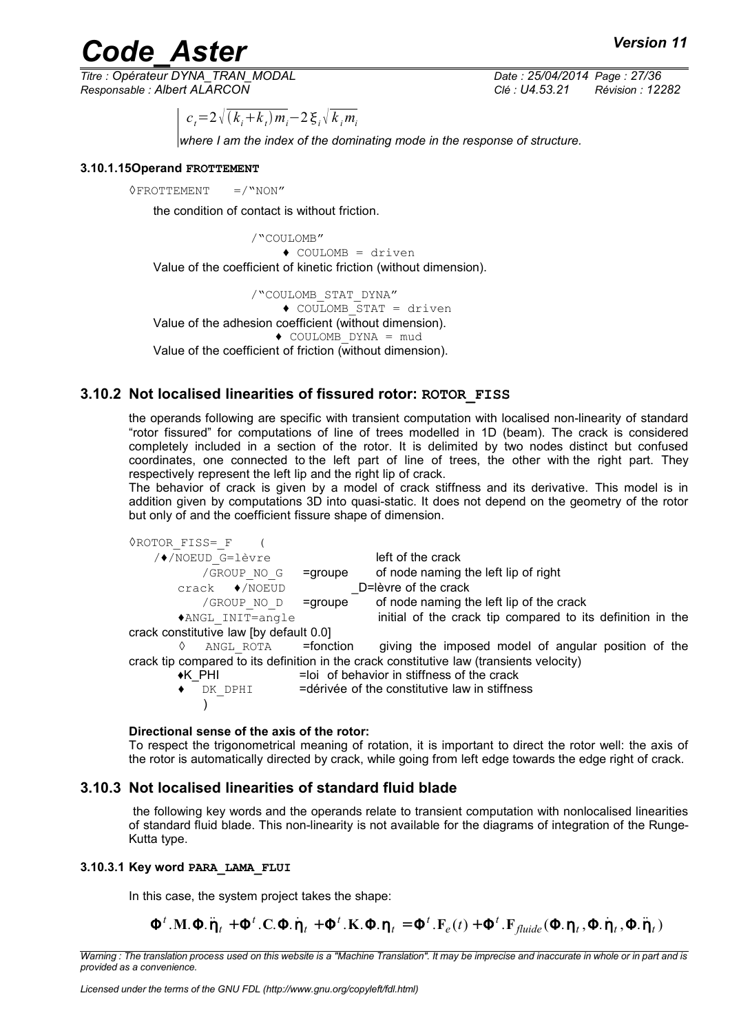$$c_t = 2\sqrt{(k_i + k_t)m_i} - 2\xi_i\sqrt{k_i m_i}$$

*where I am the index of the dominating mode in the response of structure.*

#### 3.10.1.15 Operand FROTTEMENT

◊FROTTEMENT =/"NON"

the condition of contact is without friction.

/"COULOMB"
♦ COULOMB = driven

Value of the coefficient of kinetic friction (without dimension).

/"COULOMB_STAT_DYNA"
♦ COULOMB_STAT = driven

Value of the adhesion coefficient (without dimension).

♦ COULOMB_DYNA = mud

Value of the coefficient of friction (without dimension).

### 3.10.2 Not localised linearities of fissured rotor: ROTOR_FISS

the operands following are specific with transient computation with localised non-linearity of standard "rotor fissured" for computations of line of trees modelled in 1D (beam). The crack is considered completely included in a section of the rotor. It is delimited by two nodes distinct but confused coordinates, one connected to the left part of line of trees, the other with the right part. They respectively represent the left lip and the right lip of crack.

The behavior of crack is given by a model of crack stiffness and its derivative. This model is in addition given by computations 3D into quasi-static. It does not depend on the geometry of the rotor but only of and the coefficient fissure shape of dimension.

```
◊ROTOR_FISS=_F   (
   /♦/NOEUD_G=lèvre                   left of the crack
        /GROUP_NO_G   =groupe    of node naming the left lip of right
     crack  ♦/NOEUD                 _D=lèvre of the crack
        /GROUP_NO_D   =groupe    of node naming the left lip of the crack
     ♦ANGL_INIT=angle               initial of the crack tip compared to its definition in the
crack constitutive law [by default 0.0]
     ◊  ANGL_ROTA    =fonction   giving the imposed model of angular position of the
crack tip compared to its definition in the crack constitutive law (transients velocity)
     ♦K_PHI          =loi  of behavior in stiffness of the crack
     ♦  DK_DPHI      =dérivée of the constitutive law in stiffness
        )
```

**Directional sense of the axis of the rotor:**

To respect the trigonometrical meaning of rotation, it is important to direct the rotor well: the axis of the rotor is automatically directed by crack, while going from left edge towards the edge right of crack.

### 3.10.3 Not localised linearities of standard fluid blade

the following key words and the operands relate to transient computation with nonlocalised linearities of standard fluid blade. This non-linearity is not available for the diagrams of integration of the Runge-Kutta type.

#### 3.10.3.1 Key word PARA_LAMA_FLUI

In this case, the system project takes the shape:

$$\mathbf{\Phi}^t.\mathbf{M}.\mathbf{\Phi}.\ddot{\mathbf{\eta}}_t + \mathbf{\Phi}^t.\mathbf{C}.\mathbf{\Phi}.\dot{\mathbf{\eta}}_t + \mathbf{\Phi}^t.\mathbf{K}.\mathbf{\Phi}.\mathbf{\eta}_t = \mathbf{\Phi}^t.\mathbf{F}_e(t) + \mathbf{\Phi}^t.\mathbf{F}_{fluide}(\mathbf{\Phi}.\mathbf{\eta}_t, \mathbf{\Phi}.\dot{\mathbf{\eta}}_t, \mathbf{\Phi}.\ddot{\mathbf{\eta}}_t)$$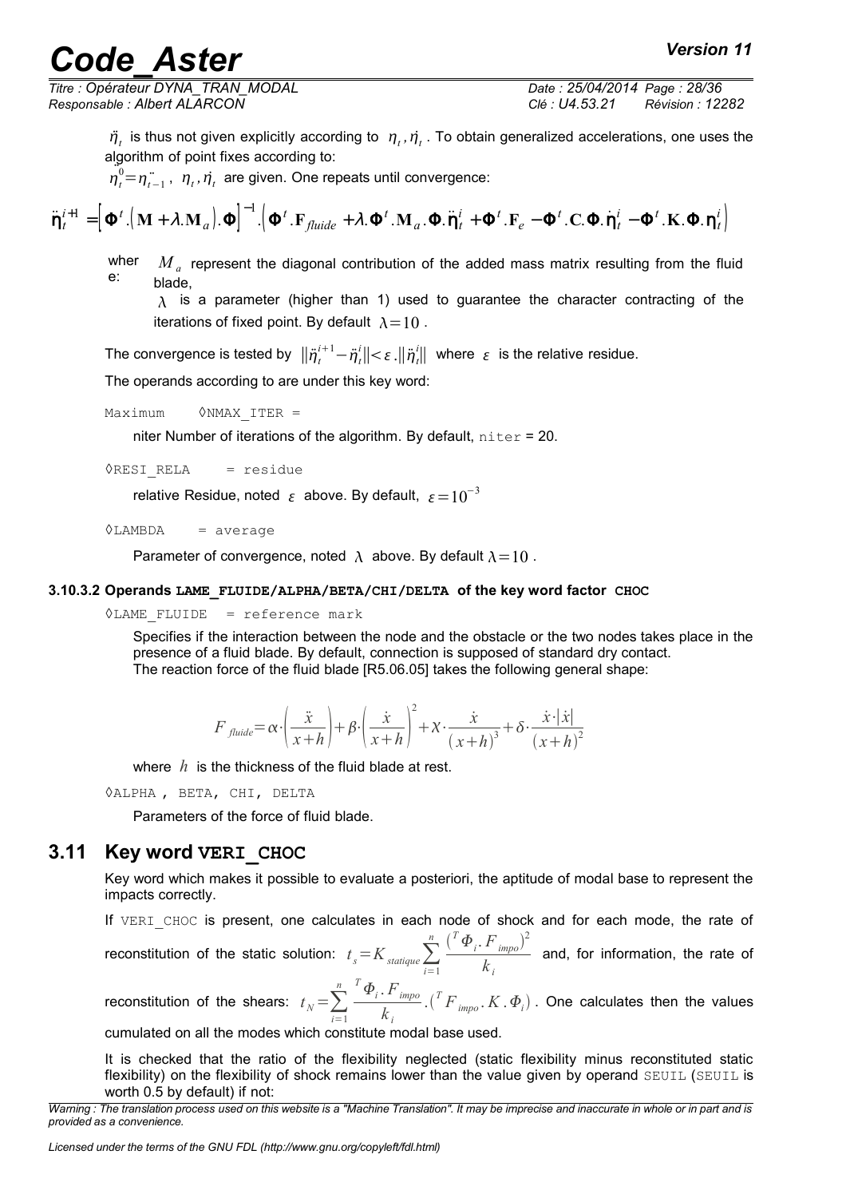$\ddot{\eta}_t$ is thus not given explicitly according to $\eta_t, \dot{\eta}_t$. To obtain generalized accelerations, one uses the algorithm of point fixes according to:

$\ddot{\eta}_t^0 = \ddot{\eta}_{t-1}$, $\eta_t, \dot{\eta}_t$ are given. One repeats until convergence:

$$\ddot{\boldsymbol{\eta}}_t^{i+1} = \left[\boldsymbol{\Phi}^t.\left(\mathbf{M}+\lambda.\mathbf{M}_a\right).\boldsymbol{\Phi}\right]^{-1}.\left(\boldsymbol{\Phi}^t.\mathbf{F}_{fluide}+\lambda.\boldsymbol{\Phi}^t.\mathbf{M}_a.\boldsymbol{\Phi}.\ddot{\boldsymbol{\eta}}_t^i+\boldsymbol{\Phi}^t.\mathbf{F}_e-\boldsymbol{\Phi}^t.\mathbf{C}.\boldsymbol{\Phi}.\dot{\boldsymbol{\eta}}_t^i-\boldsymbol{\Phi}^t.\mathbf{K}.\boldsymbol{\Phi}.\boldsymbol{\eta}_t^i\right)$$

where: $M_a$ represent the diagonal contribution of the added mass matrix resulting from the fluid blade,

$\lambda$ is a parameter (higher than 1) used to guarantee the character contracting of the iterations of fixed point. By default $\lambda=10$.

The convergence is tested by $\|\ddot{\eta}_t^{i+1}-\ddot{\eta}_t^i\|<\varepsilon.\|\ddot{\eta}_t^i\|$ where $\varepsilon$ is the relative residue.

The operands according to are under this key word:

```
Maximum    ◊NMAX_ITER =
```

niter Number of iterations of the algorithm. By default, `niter` = 20.

```
◊RESI_RELA    = residue
```

relative Residue, noted $\varepsilon$ above. By default, $\varepsilon=10^{-3}$

```
◊LAMBDA    = average
```

Parameter of convergence, noted $\lambda$ above. By default $\lambda=10$.

#### 3.10.3.2 Operands LAME_FLUIDE/ALPHA/BETA/CHI/DELTA of the key word factor CHOC

```
◊LAME_FLUIDE   = reference mark
```

Specifies if the interaction between the node and the obstacle or the two nodes takes place in the presence of a fluid blade. By default, connection is supposed of standard dry contact.
The reaction force of the fluid blade [R5.06.05] takes the following general shape:

$$F_{fluide}=\alpha\cdot\left(\frac{\ddot{x}}{x+h}\right)+\beta\cdot\left(\frac{\dot{x}}{x+h}\right)^2+\chi\cdot\frac{\dot{x}}{(x+h)^3}+\delta\cdot\frac{\dot{x}\cdot|\dot{x}|}{(x+h)^2}$$

where $h$ is the thickness of the fluid blade at rest.

```
◊ALPHA , BETA, CHI, DELTA
```

Parameters of the force of fluid blade.

## 3.11 Key word VERI_CHOC

Key word which makes it possible to evaluate a posteriori, the aptitude of modal base to represent the impacts correctly.

If `VERI_CHOC` is present, one calculates in each node of shock and for each mode, the rate of reconstitution of the static solution: $t_s=K_{statique}\sum_{i=1}^{n}\frac{\left({}^T\Phi_i.F_{impo}\right)^2}{k_i}$ and, for information, the rate of reconstitution of the shears: $t_N=\sum_{i=1}^{n}\frac{{}^T\Phi_i.F_{impo}}{k_i}.\left({}^T F_{impo}.K.\Phi_i\right)$. One calculates then the values cumulated on all the modes which constitute modal base used.

It is checked that the ratio of the flexibility neglected (static flexibility minus reconstituted static flexibility) on the flexibility of shock remains lower than the value given by operand `SEUIL` (`SEUIL` is worth 0.5 by default) if not: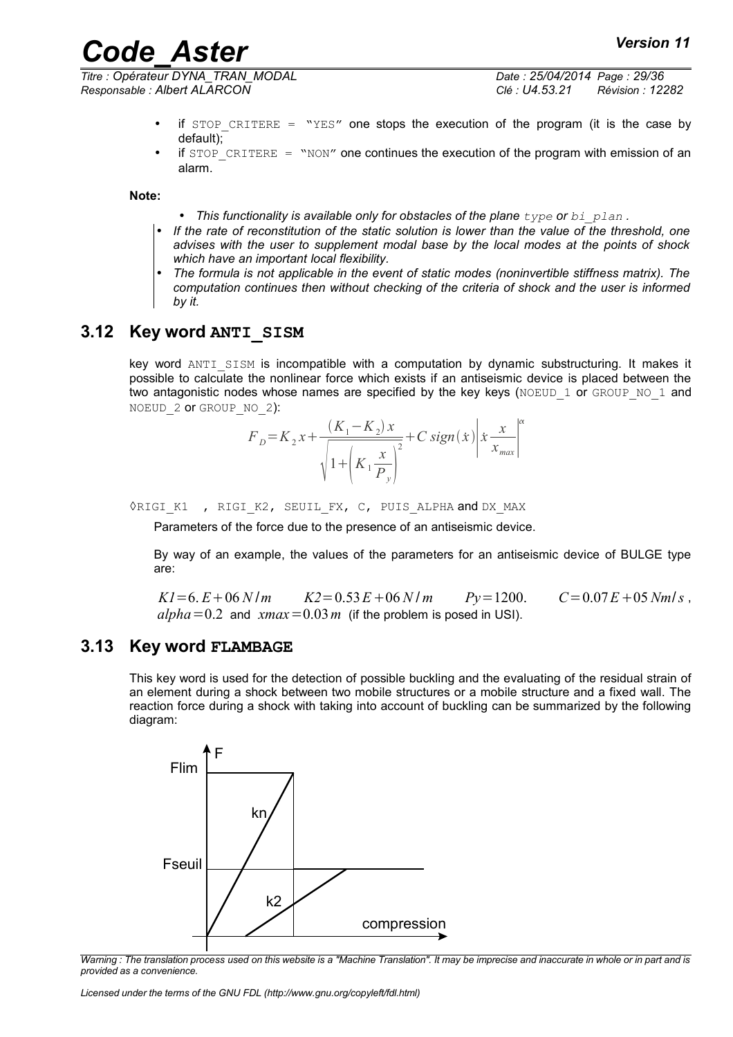- if `STOP_CRITERE = "YES"` one stops the execution of the program (it is the case by default);
- if `STOP_CRITERE = "NON"` one continues the execution of the program with emission of an alarm.

**Note:**

- *This functionality is available only for obstacles of the plane `type` or `bi_plan`.*
- *If the rate of reconstitution of the static solution is lower than the value of the threshold, one advises with the user to supplement modal base by the local modes at the points of shock which have an important local flexibility.*
- *The formula is not applicable in the event of static modes (noninvertible stiffness matrix). The computation continues then without checking of the criteria of shock and the user is informed by it.*

## 3.12 Key word ANTI_SISM

key word `ANTI_SISM` is incompatible with a computation by dynamic substructuring. It makes it possible to calculate the nonlinear force which exists if an antiseismic device is placed between the two antagonistic nodes whose names are specified by the key keys (`NOEUD_1` or `GROUP_NO_1` and `NOEUD_2` or `GROUP_NO_2`):

$$F_D = K_2 x + \frac{(K_1 - K_2) x}{\sqrt{1 + \left(K_1 \frac{x}{P_y}\right)^2}} + C\, sign(\dot{x}) \left| \dot{x} \frac{x}{x_{max}} \right|^{\alpha}$$

◊`RIGI_K1` , `RIGI_K2`, `SEUIL_FX`, `C`, `PUIS_ALPHA` and `DX_MAX`

Parameters of the force due to the presence of an antiseismic device.

By way of an example, the values of the parameters for an antiseismic device of BULGE type are:

$K1 = 6.E+06\, N/m$ $\quad K2 = 0.53E+06\, N/m$ $\quad Py = 1200.$ $\quad C = 0.07E+05\, Nm/s$, $alpha = 0.2$ and $xmax = 0.03\, m$ (if the problem is posed in USI).

## 3.13 Key word FLAMBAGE

This key word is used for the detection of possible buckling and the evaluating of the residual strain of an element during a shock between two mobile structures or a mobile structure and a fixed wall. The reaction force during a shock with taking into account of buckling can be summarized by the following diagram:

F, Flim, kn, Fseuil, k2, compression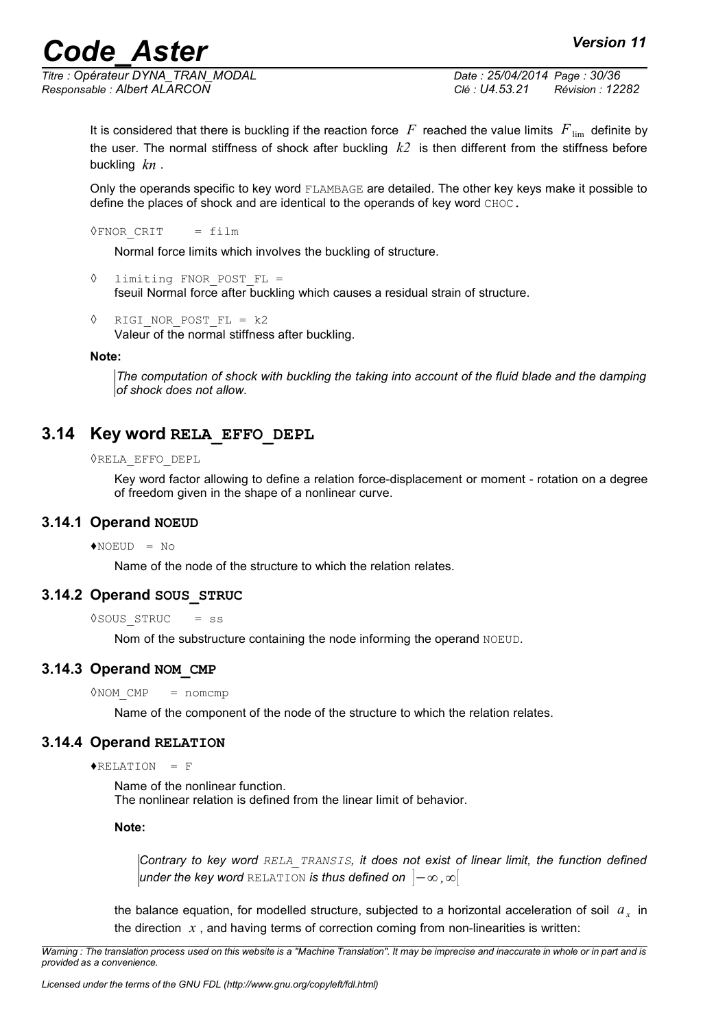It is considered that there is buckling if the reaction force $F$ reached the value limits $F_{\lim}$ definite by the user. The normal stiffness of shock after buckling $k2$ is then different from the stiffness before buckling $kn$ .

Only the operands specific to key word FLAMBAGE are detailed. The other key keys make it possible to define the places of shock and are identical to the operands of key word CHOC.

◊FNOR_CRIT = film

Normal force limits which involves the buckling of structure.

◊ limiting FNOR_POST_FL =
fseuil Normal force after buckling which causes a residual strain of structure.

◊ RIGI_NOR_POST_FL = k2
Valeur of the normal stiffness after buckling.

**Note:**

*The computation of shock with buckling the taking into account of the fluid blade and the damping of shock does not allow.*

## 3.14 Key word RELA_EFFO_DEPL

◊RELA_EFFO_DEPL

Key word factor allowing to define a relation force-displacement or moment - rotation on a degree of freedom given in the shape of a nonlinear curve.

### 3.14.1 Operand NOEUD

♦NOEUD = No

Name of the node of the structure to which the relation relates.

### 3.14.2 Operand SOUS_STRUC

◊SOUS_STRUC = ss

Nom of the substructure containing the node informing the operand NOEUD.

### 3.14.3 Operand NOM_CMP

◊NOM_CMP = nomcmp

Name of the component of the node of the structure to which the relation relates.

### 3.14.4 Operand RELATION

♦RELATION = F

Name of the nonlinear function.
The nonlinear relation is defined from the linear limit of behavior.

**Note:**

*Contrary to key word RELA_TRANSIS, it does not exist of linear limit, the function defined under the key word RELATION is thus defined on* $]-\infty,\infty[$

the balance equation, for modelled structure, subjected to a horizontal acceleration of soil $a_x$ in the direction $x$ , and having terms of correction coming from non-linearities is written: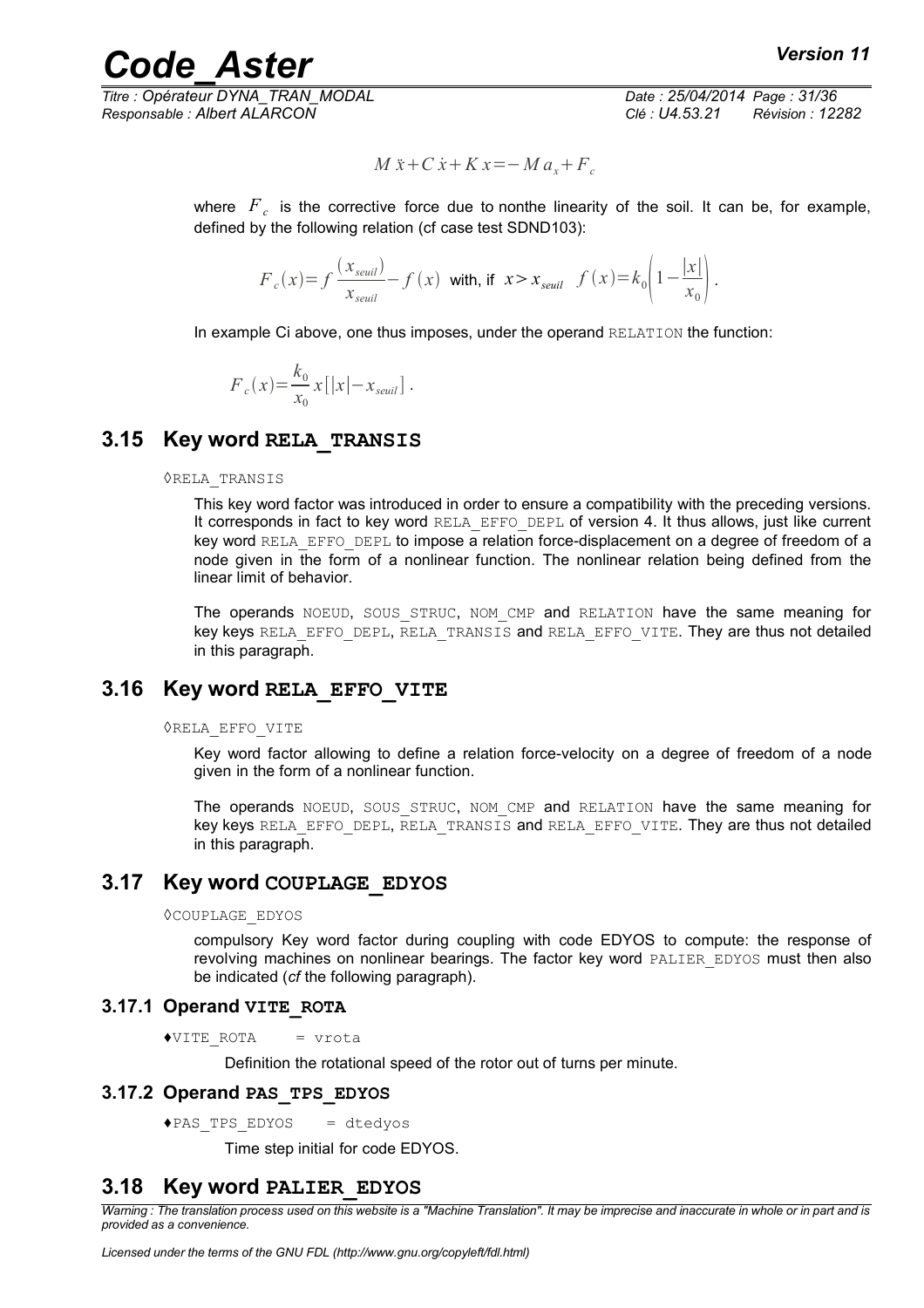$$M\ddot{x}+C\dot{x}+Kx=-Ma_x+F_c$$

where $F_c$ is the corrective force due to nonthe linearity of the soil. It can be, for example, defined by the following relation (cf case test SDND103):

$$F_c(x)=f\frac{(x_{seuil})}{x_{seuil}}-f(x) \text{ with, if } x>x_{seuil} \quad f(x)=k_0\left(1-\frac{|x|}{x_0}\right).$$

In example Ci above, one thus imposes, under the operand RELATION the function:

$$F_c(x)=\frac{k_0}{x_0}x[|x|-x_{seuil}].$$

## 3.15 Key word RELA_TRANSIS

◊RELA_TRANSIS

This key word factor was introduced in order to ensure a compatibility with the preceding versions. It corresponds in fact to key word RELA_EFFO_DEPL of version 4. It thus allows, just like current key word RELA_EFFO_DEPL to impose a relation force-displacement on a degree of freedom of a node given in the form of a nonlinear function. The nonlinear relation being defined from the linear limit of behavior.

The operands NOEUD, SOUS_STRUC, NOM_CMP and RELATION have the same meaning for key keys RELA_EFFO_DEPL, RELA_TRANSIS and RELA_EFFO_VITE. They are thus not detailed in this paragraph.

## 3.16 Key word RELA_EFFO_VITE

◊RELA_EFFO_VITE

Key word factor allowing to define a relation force-velocity on a degree of freedom of a node given in the form of a nonlinear function.

The operands NOEUD, SOUS_STRUC, NOM_CMP and RELATION have the same meaning for key keys RELA_EFFO_DEPL, RELA_TRANSIS and RELA_EFFO_VITE. They are thus not detailed in this paragraph.

## 3.17 Key word COUPLAGE_EDYOS

◊COUPLAGE_EDYOS

compulsory Key word factor during coupling with code EDYOS to compute: the response of revolving machines on nonlinear bearings. The factor key word PALIER_EDYOS must then also be indicated (*cf* the following paragraph).

### 3.17.1 Operand VITE_ROTA

♦VITE_ROTA = vrota

Definition the rotational speed of the rotor out of turns per minute.

### 3.17.2 Operand PAS_TPS_EDYOS

♦PAS_TPS_EDYOS = dtedyos

Time step initial for code EDYOS.

## 3.18 Key word PALIER_EDYOS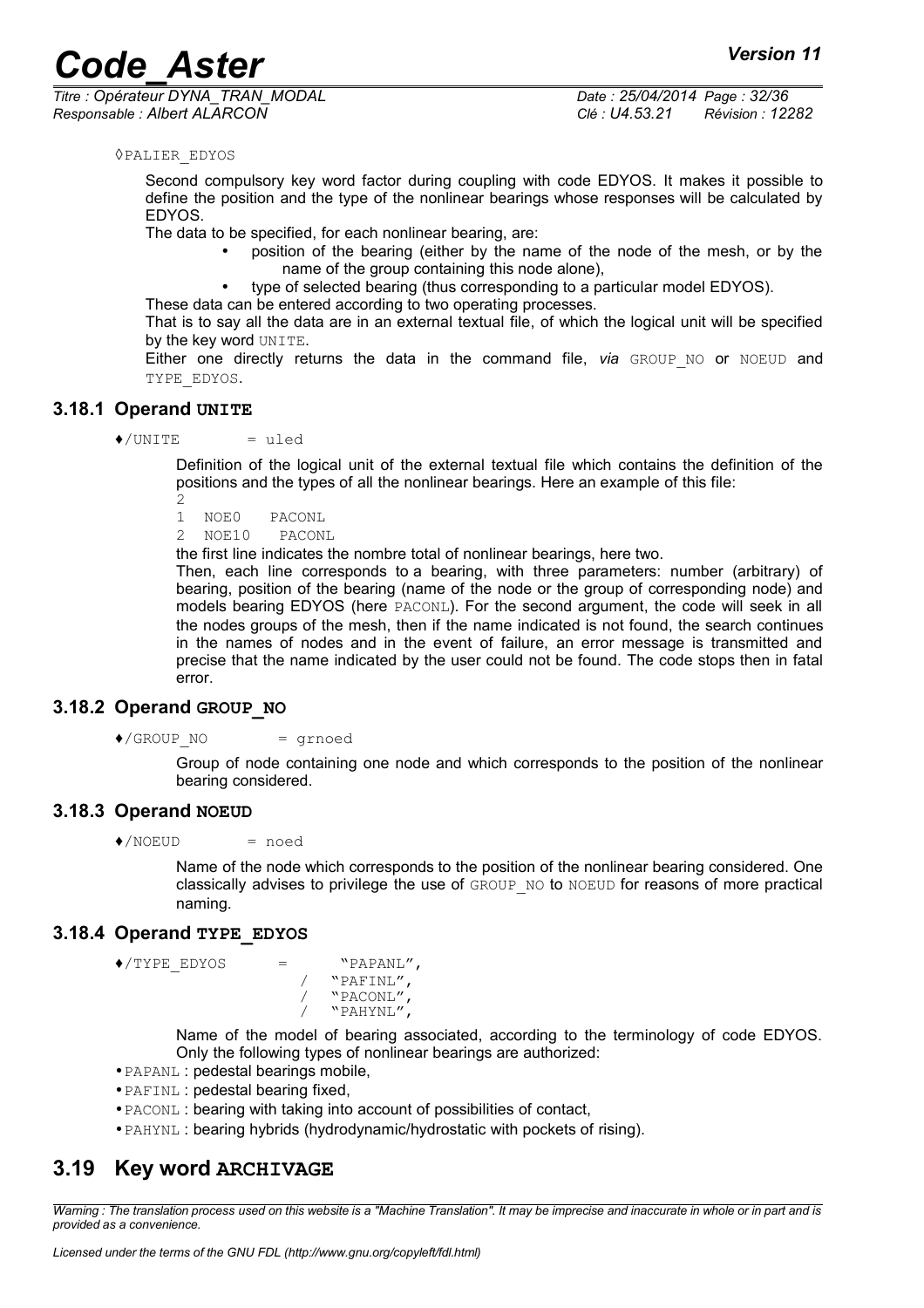◊PALIER_EDYOS

Second compulsory key word factor during coupling with code EDYOS. It makes it possible to define the position and the type of the nonlinear bearings whose responses will be calculated by EDYOS.

The data to be specified, for each nonlinear bearing, are:

- position of the bearing (either by the name of the node of the mesh, or by the name of the group containing this node alone),
- type of selected bearing (thus corresponding to a particular model EDYOS).

These data can be entered according to two operating processes.

That is to say all the data are in an external textual file, of which the logical unit will be specified by the key word UNITE.

Either one directly returns the data in the command file, *via* GROUP_NO or NOEUD and TYPE_EDYOS.

### 3.18.1 Operand UNITE

♦/UNITE = uled

Definition of the logical unit of the external textual file which contains the definition of the positions and the types of all the nonlinear bearings. Here an example of this file:

```
2
1  NOE0   PACONL
2  NOE10   PACONL
```

the first line indicates the nombre total of nonlinear bearings, here two.

Then, each line corresponds to a bearing, with three parameters: number (arbitrary) of bearing, position of the bearing (name of the node or the group of corresponding node) and models bearing EDYOS (here PACONL). For the second argument, the code will seek in all the nodes groups of the mesh, then if the name indicated is not found, the search continues in the names of nodes and in the event of failure, an error message is transmitted and precise that the name indicated by the user could not be found. The code stops then in fatal error.

### 3.18.2 Operand GROUP_NO

♦/GROUP_NO = grnoed

Group of node containing one node and which corresponds to the position of the nonlinear bearing considered.

### 3.18.3 Operand NOEUD

♦/NOEUD = noed

Name of the node which corresponds to the position of the nonlinear bearing considered. One classically advises to privilege the use of GROUP_NO to NOEUD for reasons of more practical naming.

### 3.18.4 Operand TYPE_EDYOS

```
♦/TYPE_EDYOS    =    "PAPANL",
                  /  "PAFINL",
                  /  "PACONL",
                  /  "PAHYNL",
```

Name of the model of bearing associated, according to the terminology of code EDYOS. Only the following types of nonlinear bearings are authorized:

- PAPANL : pedestal bearings mobile,
- PAFINL : pedestal bearing fixed,
- PACONL : bearing with taking into account of possibilities of contact,
- PAHYNL : bearing hybrids (hydrodynamic/hydrostatic with pockets of rising).

## 3.19 Key word ARCHIVAGE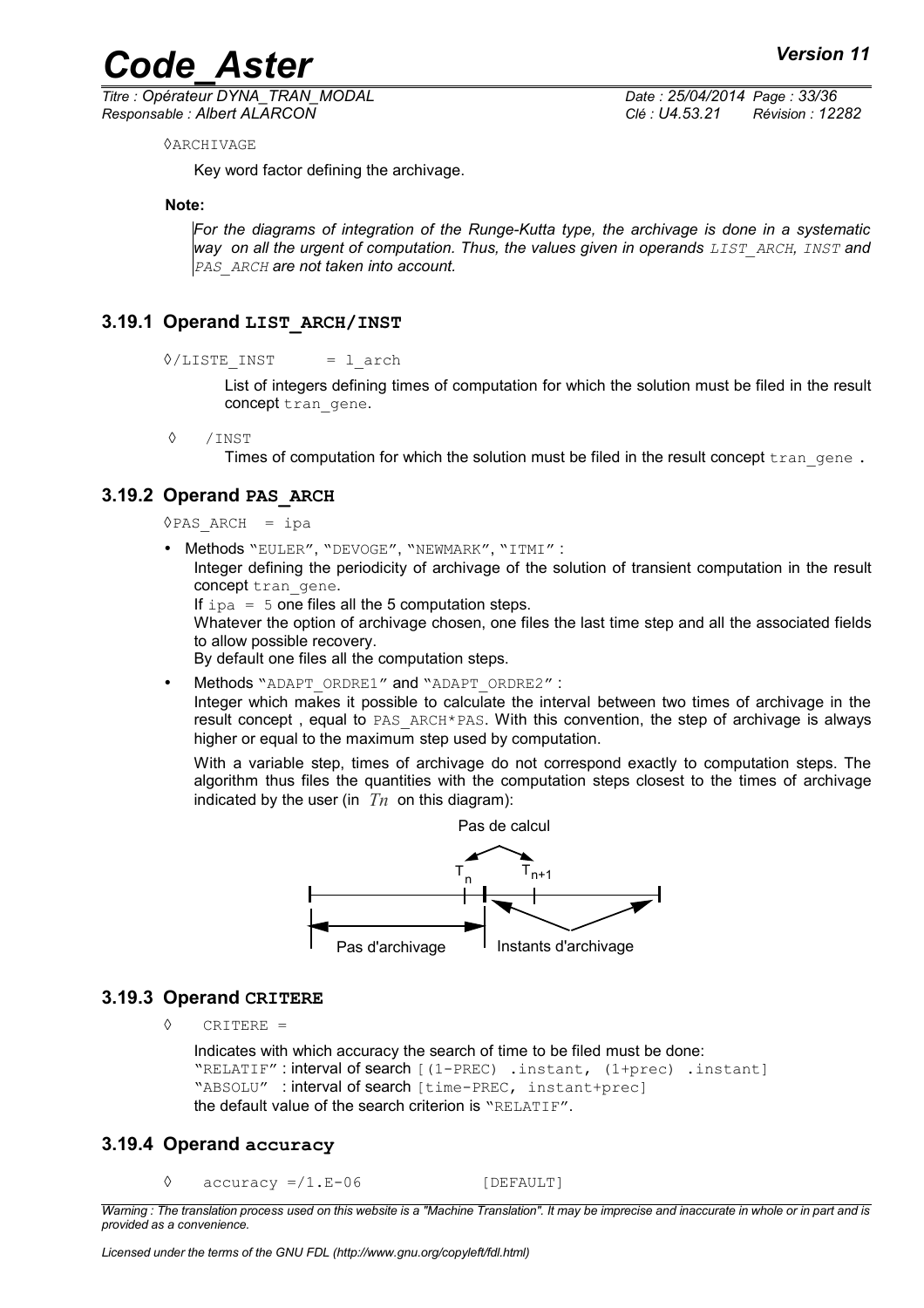◊ARCHIVAGE

Key word factor defining the archivage.

**Note:**

*For the diagrams of integration of the Runge-Kutta type, the archivage is done in a systematic way on all the urgent of computation. Thus, the values given in operands `LIST_ARCH`, `INST` and `PAS_ARCH` are not taken into account.*

### 3.19.1 Operand LIST_ARCH/INST

◊/LISTE_INST = l_arch

List of integers defining times of computation for which the solution must be filed in the result concept tran_gene.

◊ /INST

Times of computation for which the solution must be filed in the result concept tran_gene .

### 3.19.2 Operand PAS_ARCH

◊PAS_ARCH = ipa

- Methods "EULER", "DEVOGE", "NEWMARK", "ITMI" :

  Integer defining the periodicity of archivage of the solution of transient computation in the result concept tran_gene.

  If ipa = 5 one files all the 5 computation steps.

  Whatever the option of archivage chosen, one files the last time step and all the associated fields to allow possible recovery.

  By default one files all the computation steps.

- Methods "ADAPT_ORDRE1" and "ADAPT_ORDRE2" :

  Integer which makes it possible to calculate the interval between two times of archivage in the result concept , equal to PAS_ARCH*PAS. With this convention, the step of archivage is always higher or equal to the maximum step used by computation.

  With a variable step, times of archivage do not correspond exactly to computation steps. The algorithm thus files the quantities with the computation steps closest to the times of archivage indicated by the user (in $Tn$ on this diagram):

Pas de calcul

$T_n$ $T_{n+1}$

Pas d'archivage Instants d'archivage

### 3.19.3 Operand CRITERE

◊ CRITERE =

Indicates with which accuracy the search of time to be filed must be done:
"RELATIF" : interval of search [(1-PREC) .instant, (1+prec) .instant]
"ABSOLU" : interval of search [time-PREC, instant+prec]
the default value of the search criterion is "RELATIF".

### 3.19.4 Operand accuracy

◊ accuracy =/1.E-06 [DEFAULT]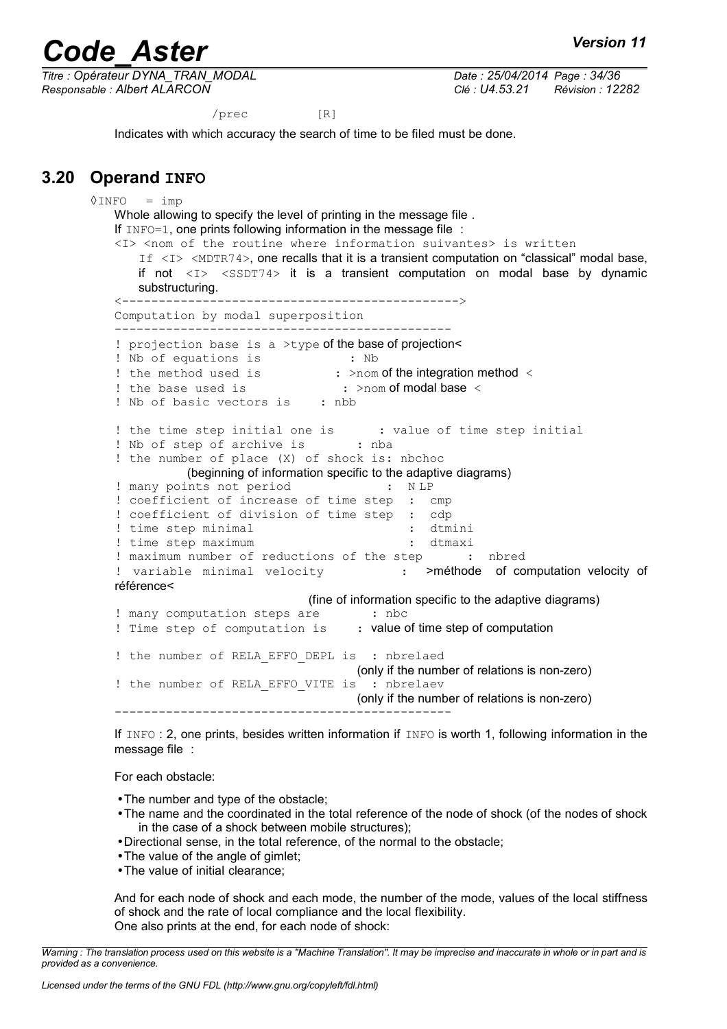/prec [R]

Indicates with which accuracy the search of time to be filed must be done.

## 3.20 Operand INFO

◊INFO = imp

Whole allowing to specify the level of printing in the message file .

If INFO=1, one prints following information in the message file :

```
<I> <nom of the routine where information suivantes> is written
```

If <I> <MDTR74>, one recalls that it is a transient computation on "classical" modal base, if not <I> <SSDT74> it is a transient computation on modal base by dynamic substructuring.

```
<--------------------------------------------->
Computation by modal superposition
---------------------------------------------
! projection base is a >type of the base of projection<
! Nb of equations is            : Nb
! the method used is           : >nom of the integration method <
! the base used is              : >nom of modal base <
! Nb of basic vectors is    : nbb

! the time step initial one is      : value of time step initial
! Nb of step of archive is       : nba
! the number of place (X) of shock is: nbchoc
          (beginning of information specific to the adaptive diagrams)
! many points not period              :  N LP
! coefficient of increase of time step  :  cmp
! coefficient of division of time step  :  cdp
! time step minimal                      :  dtmini
! time step maximum                      :  dtmaxi
! maximum number of reductions of the step      :  nbred
! variable minimal velocity           :   >méthode  of computation velocity of référence<
                              (fine of information specific to the adaptive diagrams)
! many computation steps are       : nbc
! Time step of computation is     : value of time step of computation

! the number of RELA_EFFO_DEPL is  : nbrelaed
                                  (only if the number of relations is non-zero)
! the number of RELA_EFFO_VITE is  : nbrelaev
                                  (only if the number of relations is non-zero)
---------------------------------------------
```

If INFO : 2, one prints, besides written information if INFO is worth 1, following information in the message file :

For each obstacle:

- The number and type of the obstacle;
- The name and the coordinated in the total reference of the node of shock (of the nodes of shock in the case of a shock between mobile structures);
- Directional sense, in the total reference, of the normal to the obstacle;
- The value of the angle of gimlet;
- The value of initial clearance;

And for each node of shock and each mode, the number of the mode, values of the local stiffness of shock and the rate of local compliance and the local flexibility.

One also prints at the end, for each node of shock: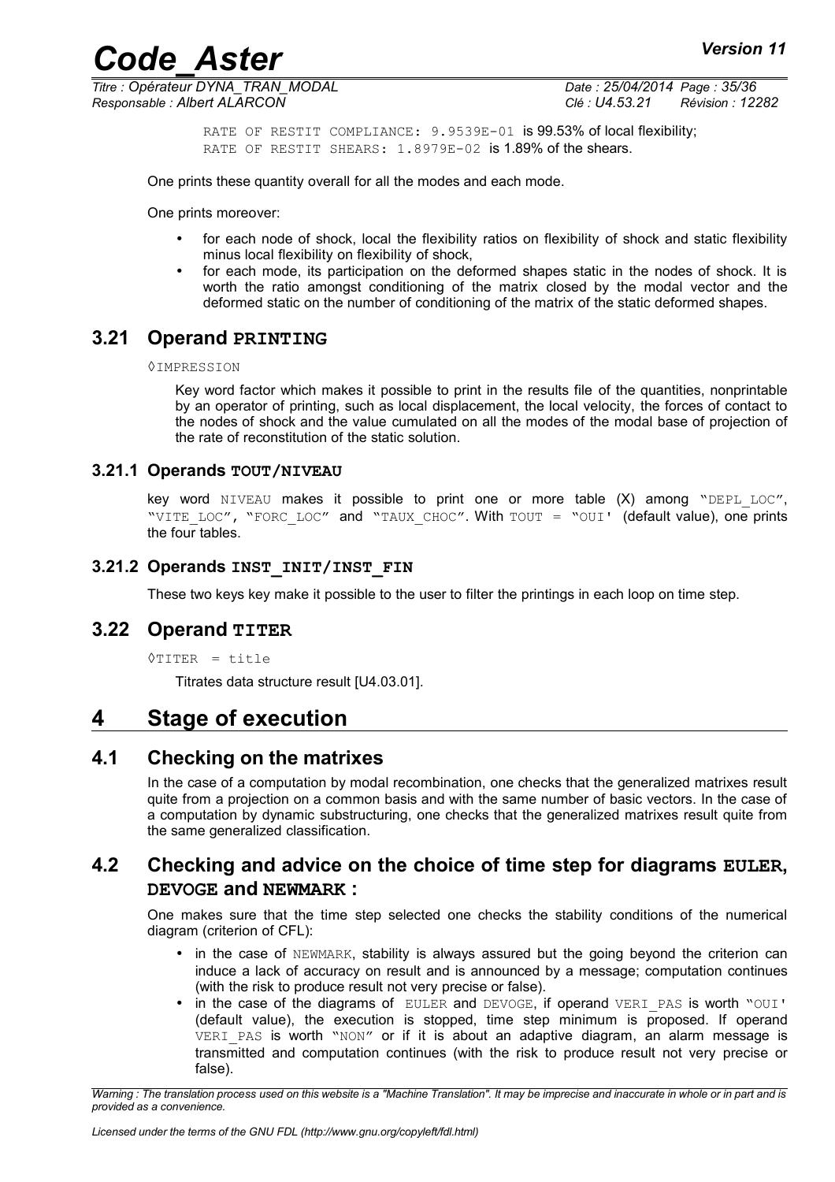RATE OF RESTIT COMPLIANCE: 9.9539E-01 is 99.53% of local flexibility;
RATE OF RESTIT SHEARS: 1.8979E-02 is 1.89% of the shears.

One prints these quantity overall for all the modes and each mode.

One prints moreover:

- for each node of shock, local the flexibility ratios on flexibility of shock and static flexibility minus local flexibility on flexibility of shock,
- for each mode, its participation on the deformed shapes static in the nodes of shock. It is worth the ratio amongst conditioning of the matrix closed by the modal vector and the deformed static on the number of conditioning of the matrix of the static deformed shapes.

## 3.21 Operand PRINTING

◊IMPRESSION

Key word factor which makes it possible to print in the results file of the quantities, nonprintable by an operator of printing, such as local displacement, the local velocity, the forces of contact to the nodes of shock and the value cumulated on all the modes of the modal base of projection of the rate of reconstitution of the static solution.

### 3.21.1 Operands TOUT/NIVEAU

key word NIVEAU makes it possible to print one or more table (X) among "DEPL_LOC", "VITE_LOC", "FORC_LOC" and "TAUX_CHOC". With TOUT = "OUI' (default value), one prints the four tables.

### 3.21.2 Operands INST_INIT/INST_FIN

These two keys key make it possible to the user to filter the printings in each loop on time step.

## 3.22 Operand TITER

◊TITER = title

Titrates data structure result [U4.03.01].

# 4 Stage of execution

## 4.1 Checking on the matrixes

In the case of a computation by modal recombination, one checks that the generalized matrixes result quite from a projection on a common basis and with the same number of basic vectors. In the case of a computation by dynamic substructuring, one checks that the generalized matrixes result quite from the same generalized classification.

## 4.2 Checking and advice on the choice of time step for diagrams EULER, DEVOGE and NEWMARK :

One makes sure that the time step selected one checks the stability conditions of the numerical diagram (criterion of CFL):

- in the case of NEWMARK, stability is always assured but the going beyond the criterion can induce a lack of accuracy on result and is announced by a message; computation continues (with the risk to produce result not very precise or false).
- in the case of the diagrams of EULER and DEVOGE, if operand VERI_PAS is worth "OUI' (default value), the execution is stopped, time step minimum is proposed. If operand VERI_PAS is worth "NON" or if it is about an adaptive diagram, an alarm message is transmitted and computation continues (with the risk to produce result not very precise or false).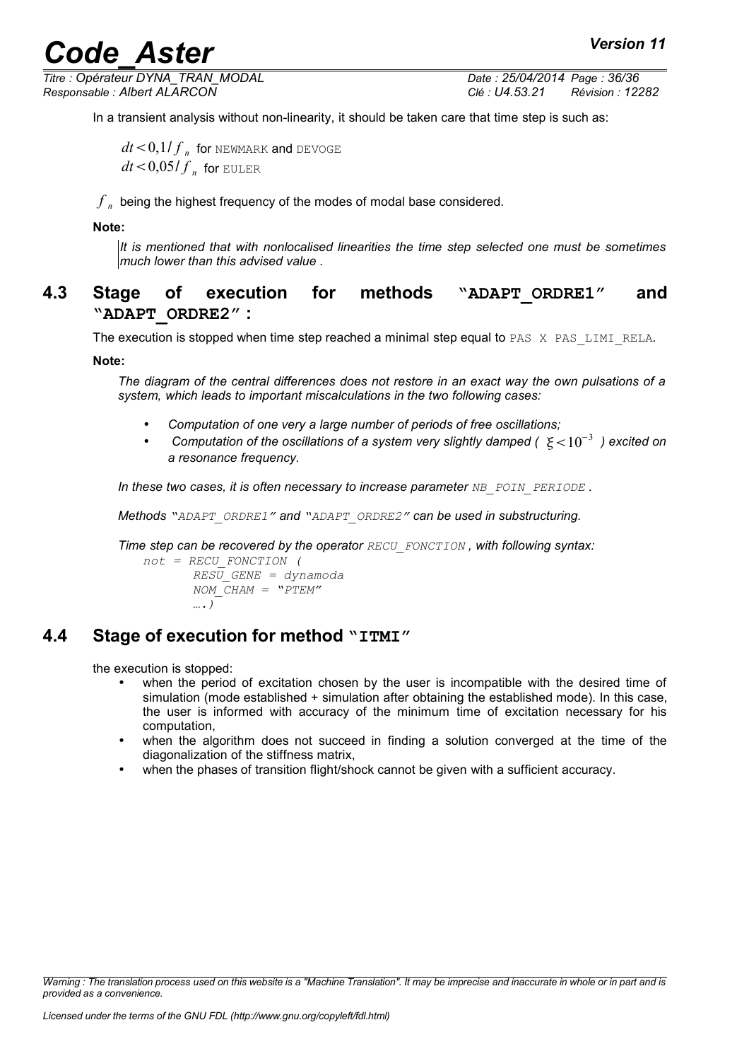In a transient analysis without non-linearity, it should be taken care that time step is such as:

$dt < 0{,}1/f_n$ for NEWMARK and DEVOGE
$dt < 0{,}05/f_n$ for EULER

$f_n$ being the highest frequency of the modes of modal base considered.

**Note:**

*It is mentioned that with nonlocalised linearities the time step selected one must be sometimes much lower than this advised value .*

## 4.3 Stage of execution for methods "ADAPT_ORDRE1" and "ADAPT_ORDRE2":

The execution is stopped when time step reached a minimal step equal to PAS X PAS_LIMI_RELA.

**Note:**

*The diagram of the central differences does not restore in an exact way the own pulsations of a system, which leads to important miscalculations in the two following cases:*

- *Computation of one very a large number of periods of free oscillations;*
- *Computation of the oscillations of a system very slightly damped ( $\xi < 10^{-3}$ ) excited on a resonance frequency.*

*In these two cases, it is often necessary to increase parameter NB_POIN_PERIODE .*

*Methods "ADAPT_ORDRE1" and "ADAPT_ORDRE2" can be used in substructuring.*

*Time step can be recovered by the operator RECU_FONCTION , with following syntax:*

```
not = RECU_FONCTION (
      RESU_GENE = dynamoda
      NOM_CHAM = "PTEM"
      ….)
```

## 4.4 Stage of execution for method "ITMI"

the execution is stopped:

- when the period of excitation chosen by the user is incompatible with the desired time of simulation (mode established + simulation after obtaining the established mode). In this case, the user is informed with accuracy of the minimum time of excitation necessary for his computation,
- when the algorithm does not succeed in finding a solution converged at the time of the diagonalization of the stiffness matrix,
- when the phases of transition flight/shock cannot be given with a sufficient accuracy.